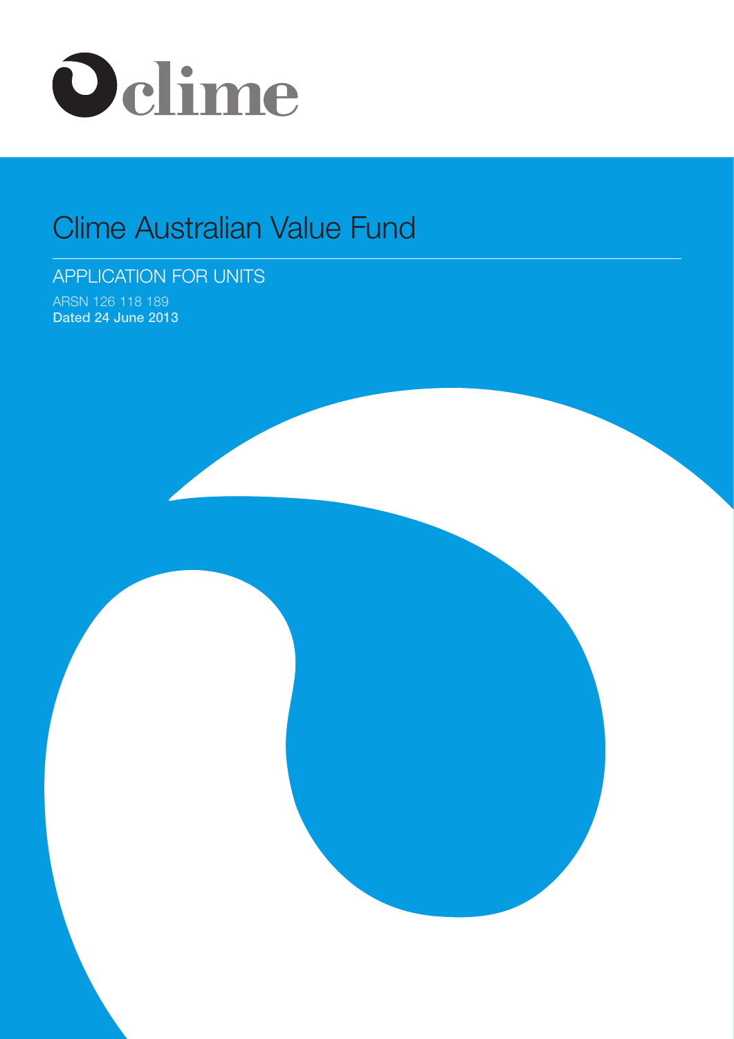clime

# Clime Australian Value Fund

## APPLICATION FOR UNITS

ARSN 126 118 189

**Dated 24 June 2013**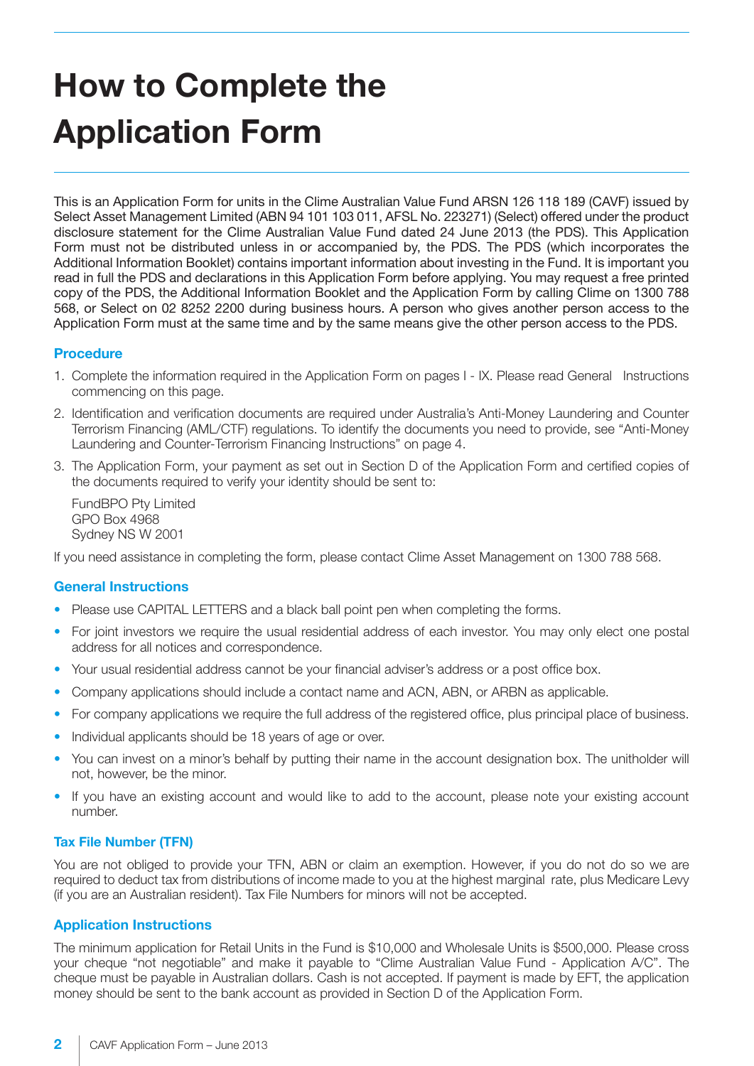# How to Complete the Application Form

This is an Application Form for units in the Clime Australian Value Fund ARSN 126 118 189 (CAVF) issued by Select Asset Management Limited (ABN 94 101 103 011, AFSL No. 223271) (Select) offered under the product disclosure statement for the Clime Australian Value Fund dated 24 June 2013 (the PDS). This Application Form must not be distributed unless in or accompanied by, the PDS. The PDS (which incorporates the Additional Information Booklet) contains important information about investing in the Fund. It is important you read in full the PDS and declarations in this Application Form before applying. You may request a free printed copy of the PDS, the Additional Information Booklet and the Application Form by calling Clime on 1300 788 568, or Select on 02 8252 2200 during business hours. A person who gives another person access to the Application Form must at the same time and by the same means give the other person access to the PDS.

### Procedure

1. Complete the information required in the Application Form on pages I - IX. Please read General Instructions commencing on this page.
2. Identification and verification documents are required under Australia's Anti-Money Laundering and Counter Terrorism Financing (AML/CTF) regulations. To identify the documents you need to provide, see "Anti-Money Laundering and Counter-Terrorism Financing Instructions" on page 4.
3. The Application Form, your payment as set out in Section D of the Application Form and certified copies of the documents required to verify your identity should be sent to:

   FundBPO Pty Limited
   GPO Box 4968
   Sydney NS W 2001

If you need assistance in completing the form, please contact Clime Asset Management on 1300 788 568.

### General Instructions

- Please use CAPITAL LETTERS and a black ball point pen when completing the forms.
- For joint investors we require the usual residential address of each investor. You may only elect one postal address for all notices and correspondence.
- Your usual residential address cannot be your financial adviser's address or a post office box.
- Company applications should include a contact name and ACN, ABN, or ARBN as applicable.
- For company applications we require the full address of the registered office, plus principal place of business.
- Individual applicants should be 18 years of age or over.
- You can invest on a minor's behalf by putting their name in the account designation box. The unitholder will not, however, be the minor.
- If you have an existing account and would like to add to the account, please note your existing account number.

### Tax File Number (TFN)

You are not obliged to provide your TFN, ABN or claim an exemption. However, if you do not do so we are required to deduct tax from distributions of income made to you at the highest marginal rate, plus Medicare Levy (if you are an Australian resident). Tax File Numbers for minors will not be accepted.

### Application Instructions

The minimum application for Retail Units in the Fund is $10,000 and Wholesale Units is $500,000. Please cross your cheque "not negotiable" and make it payable to "Clime Australian Value Fund - Application A/C". The cheque must be payable in Australian dollars. Cash is not accepted. If payment is made by EFT, the application money should be sent to the bank account as provided in Section D of the Application Form.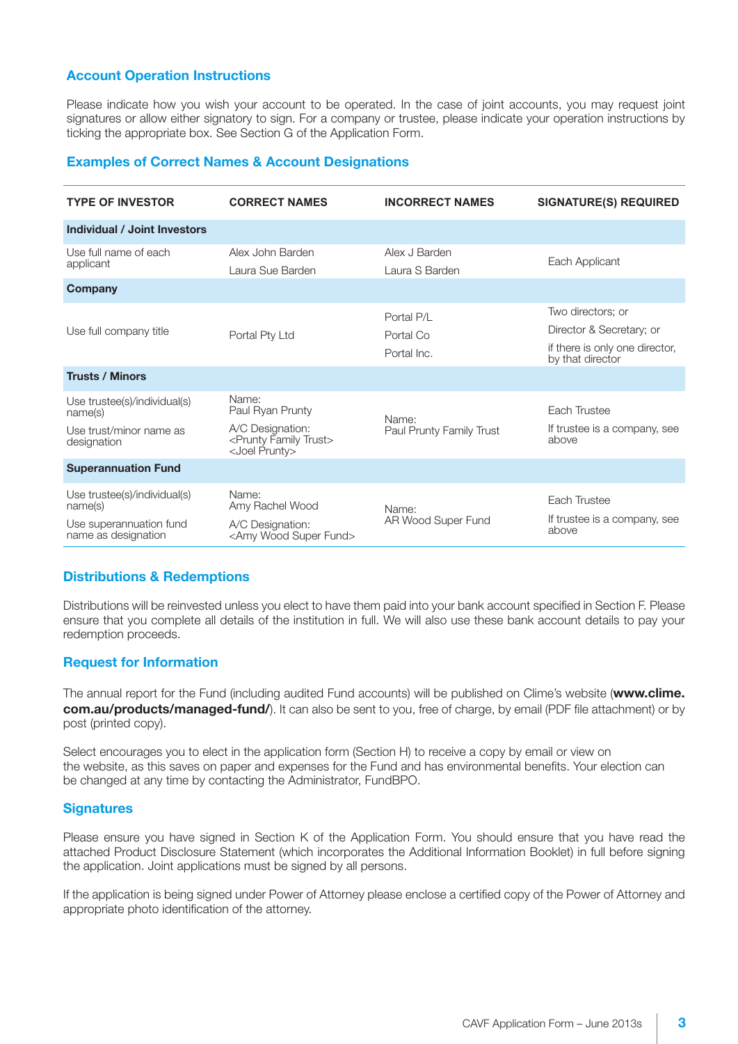## Account Operation Instructions

Please indicate how you wish your account to be operated. In the case of joint accounts, you may request joint signatures or allow either signatory to sign. For a company or trustee, please indicate your operation instructions by ticking the appropriate box. See Section G of the Application Form.

## Examples of Correct Names & Account Designations

| TYPE OF INVESTOR | CORRECT NAMES | INCORRECT NAMES | SIGNATURE(S) REQUIRED |
|---|---|---|---|
| **Individual / Joint Investors** | | | |
| Use full name of each applicant | Alex John Barden<br>Laura Sue Barden | Alex J Barden<br>Laura S Barden | Each Applicant |
| **Company** | | | |
| Use full company title | Portal Pty Ltd | Portal P/L<br>Portal Co<br>Portal Inc. | Two directors; or<br>Director & Secretary; or<br>if there is only one director, by that director |
| **Trusts / Minors** | | | |
| Use trustee(s)/individual(s) name(s)<br>Use trust/minor name as designation | Name:<br>Paul Ryan Prunty<br>A/C Designation:<br><Prunty Family Trust><br><Joel Prunty> | Name:<br>Paul Prunty Family Trust | Each Trustee<br>If trustee is a company, see above |
| **Superannuation Fund** | | | |
| Use trustee(s)/individual(s) name(s)<br>Use superannuation fund name as designation | Name:<br>Amy Rachel Wood<br>A/C Designation:<br><Amy Wood Super Fund> | Name:<br>AR Wood Super Fund | Each Trustee<br>If trustee is a company, see above |

## Distributions & Redemptions

Distributions will be reinvested unless you elect to have them paid into your bank account specified in Section F. Please ensure that you complete all details of the institution in full. We will also use these bank account details to pay your redemption proceeds.

## Request for Information

The annual report for the Fund (including audited Fund accounts) will be published on Clime's website (**www.clime.com.au/products/managed-fund/**). It can also be sent to you, free of charge, by email (PDF file attachment) or by post (printed copy).

Select encourages you to elect in the application form (Section H) to receive a copy by email or view on the website, as this saves on paper and expenses for the Fund and has environmental benefits. Your election can be changed at any time by contacting the Administrator, FundBPO.

## Signatures

Please ensure you have signed in Section K of the Application Form. You should ensure that you have read the attached Product Disclosure Statement (which incorporates the Additional Information Booklet) in full before signing the application. Joint applications must be signed by all persons.

If the application is being signed under Power of Attorney please enclose a certified copy of the Power of Attorney and appropriate photo identification of the attorney.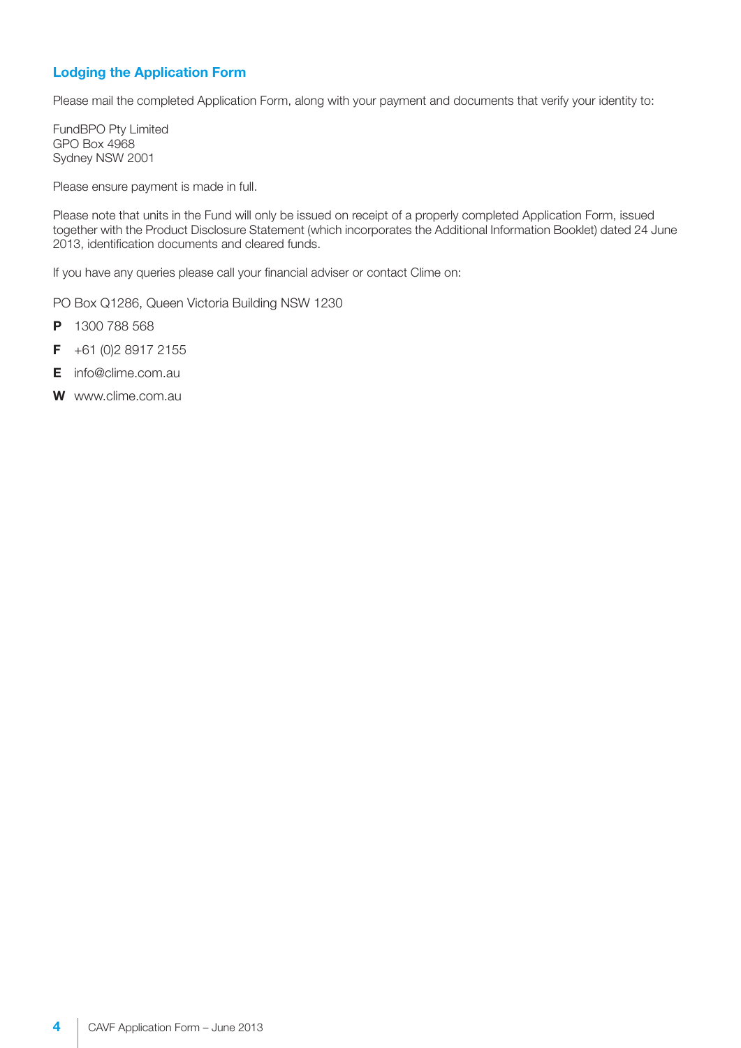## Lodging the Application Form

Please mail the completed Application Form, along with your payment and documents that verify your identity to:

FundBPO Pty Limited
GPO Box 4968
Sydney NSW 2001

Please ensure payment is made in full.

Please note that units in the Fund will only be issued on receipt of a properly completed Application Form, issued together with the Product Disclosure Statement (which incorporates the Additional Information Booklet) dated 24 June 2013, identification documents and cleared funds.

If you have any queries please call your financial adviser or contact Clime on:

PO Box Q1286, Queen Victoria Building NSW 1230

**P** 1300 788 568

**F** +61 (0)2 8917 2155

**E** info@clime.com.au

**W** www.clime.com.au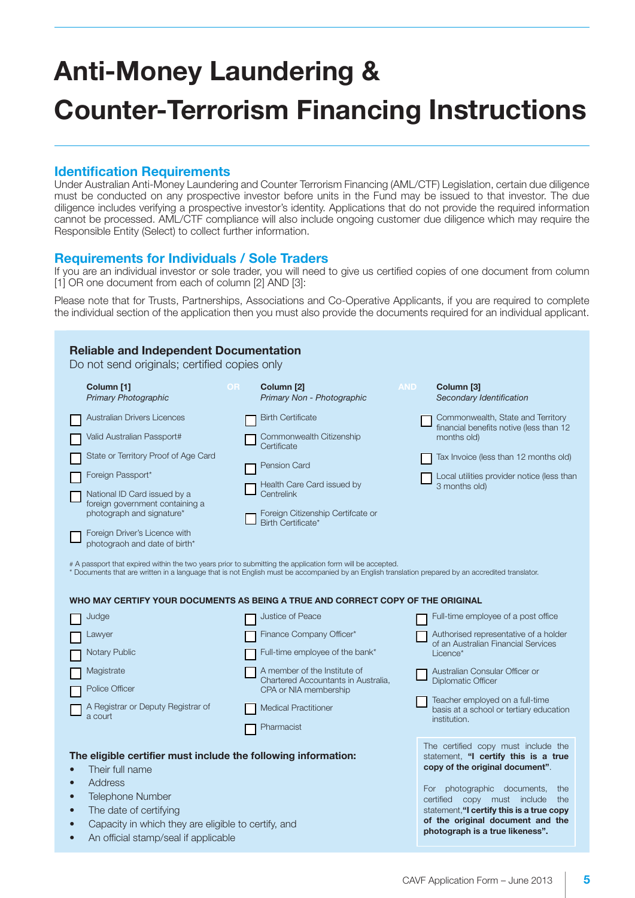# Anti-Money Laundering & Counter-Terrorism Financing Instructions

## Identification Requirements

Under Australian Anti-Money Laundering and Counter Terrorism Financing (AML/CTF) Legislation, certain due diligence must be conducted on any prospective investor before units in the Fund may be issued to that investor. The due diligence includes verifying a prospective investor's identity. Applications that do not provide the required information cannot be processed. AML/CTF compliance will also include ongoing customer due diligence which may require the Responsible Entity (Select) to collect further information.

## Requirements for Individuals / Sole Traders

If you are an individual investor or sole trader, you will need to give us certified copies of one document from column [1] OR one document from each of column [2] AND [3]:

Please note that for Trusts, Partnerships, Associations and Co-Operative Applicants, if you are required to complete the individual section of the application then you must also provide the documents required for an individual applicant.

### Reliable and Independent Documentation

Do not send originals; certified copies only

| **Column [1]** *Primary Photographic* | OR | **Column [2]** *Primary Non - Photographic* | AND | **Column [3]** *Secondary Identification* |
|---|---|---|---|---|
| ☐ Australian Drivers Licences | | ☐ Birth Certificate | | ☐ Commonwealth, State and Territory financial benefits notive (less than 12 months old) |
| ☐ Valid Australian Passport# | | ☐ Commonwealth Citizenship Certificate | | ☐ Tax Invoice (less than 12 months old) |
| ☐ State or Territory Proof of Age Card | | ☐ Pension Card | | ☐ Local utilities provider notice (less than 3 months old) |
| ☐ Foreign Passport* | | ☐ Health Care Card issued by Centrelink | | |
| ☐ National ID Card issued by a foreign government containing a photograph and signature* | | ☐ Foreign Citizenship Certfcate or Birth Certificate* | | |
| ☐ Foreign Driver's Licence with photograoh and date of birth* | | | | |

\# A passport that expired within the two years prior to submitting the application form will be accepted.
\* Documents that are written in a language that is not English must be accompanied by an English translation prepared by an accredited translator.

**WHO MAY CERTIFY YOUR DOCUMENTS AS BEING A TRUE AND CORRECT COPY OF THE ORIGINAL**

- ☐ Judge
- ☐ Lawyer
- ☐ Notary Public
- ☐ Magistrate
- ☐ Police Officer
- ☐ A Registrar or Deputy Registrar of a court
- ☐ Justice of Peace
- ☐ Finance Company Officer*
- ☐ Full-time employee of the bank*
- ☐ A member of the Institute of Chartered Accountants in Australia, CPA or NIA membership
- ☐ Medical Practitioner
- ☐ Pharmacist
- ☐ Full-time employee of a post office
- ☐ Authorised representative of a holder of an Australian Financial Services Licence*
- ☐ Australian Consular Officer or Diplomatic Officer
- ☐ Teacher employed on a full-time basis at a school or tertiary education institution.

**The eligible certifier must include the following information:**

- Their full name
- Address
- Telephone Number
- The date of certifying
- Capacity in which they are eligible to certify, and
- An official stamp/seal if applicable

The certified copy must include the statement, **"I certify this is a true copy of the original document"**.

For photographic documents, the certified copy must include the statement, **"I certify this is a true copy of the original document and the photograph is a true likeness"**.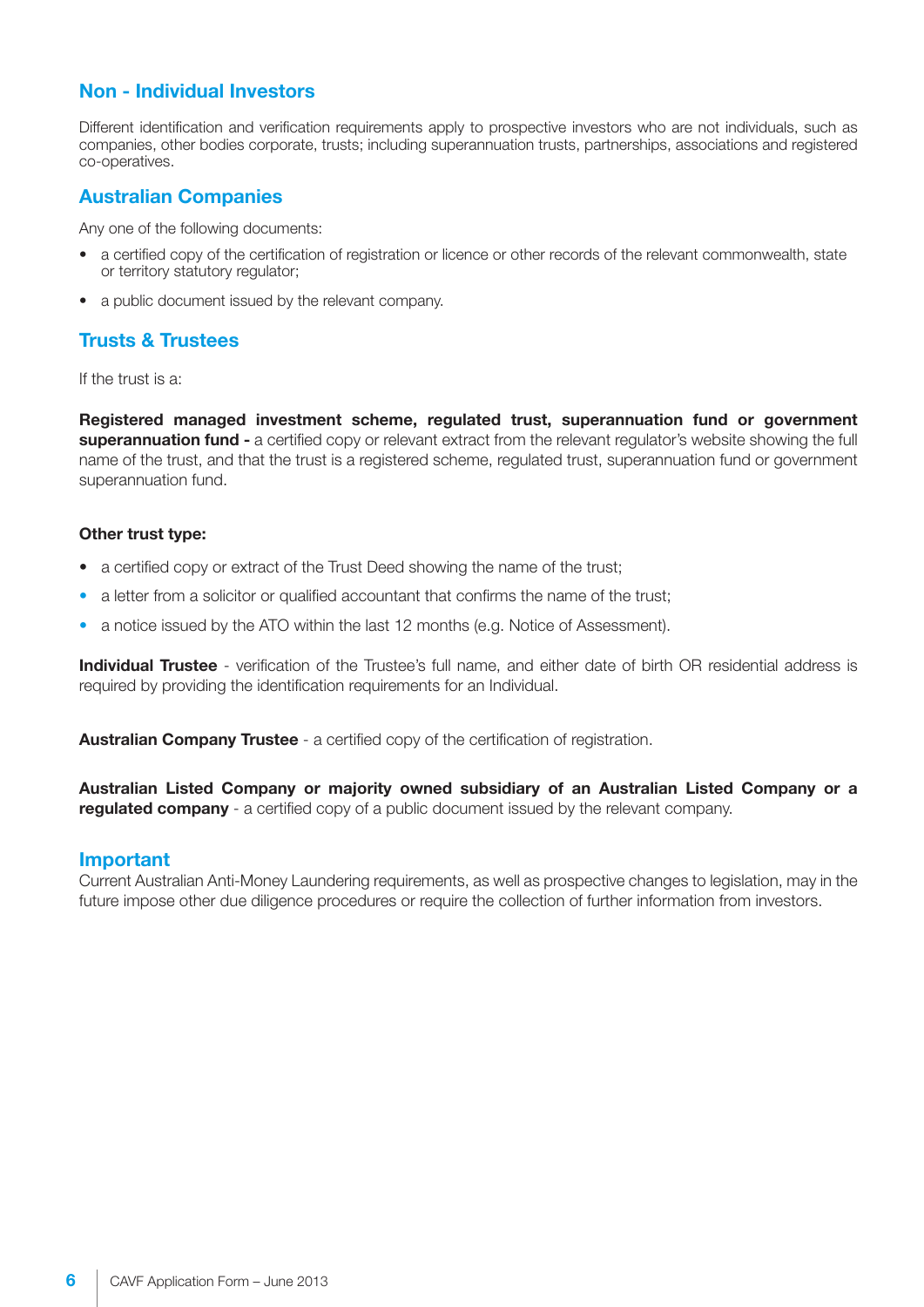## Non - Individual Investors

Different identification and verification requirements apply to prospective investors who are not individuals, such as companies, other bodies corporate, trusts; including superannuation trusts, partnerships, associations and registered co-operatives.

## Australian Companies

Any one of the following documents:

- a certified copy of the certification of registration or licence or other records of the relevant commonwealth, state or territory statutory regulator;
- a public document issued by the relevant company.

## Trusts & Trustees

If the trust is a:

**Registered managed investment scheme, regulated trust, superannuation fund or government superannuation fund -** a certified copy or relevant extract from the relevant regulator's website showing the full name of the trust, and that the trust is a registered scheme, regulated trust, superannuation fund or government superannuation fund.

**Other trust type:**

- a certified copy or extract of the Trust Deed showing the name of the trust;
- a letter from a solicitor or qualified accountant that confirms the name of the trust;
- a notice issued by the ATO within the last 12 months (e.g. Notice of Assessment).

**Individual Trustee** - verification of the Trustee's full name, and either date of birth OR residential address is required by providing the identification requirements for an Individual.

**Australian Company Trustee** - a certified copy of the certification of registration.

**Australian Listed Company or majority owned subsidiary of an Australian Listed Company or a regulated company** - a certified copy of a public document issued by the relevant company.

## Important

Current Australian Anti-Money Laundering requirements, as well as prospective changes to legislation, may in the future impose other due diligence procedures or require the collection of further information from investors.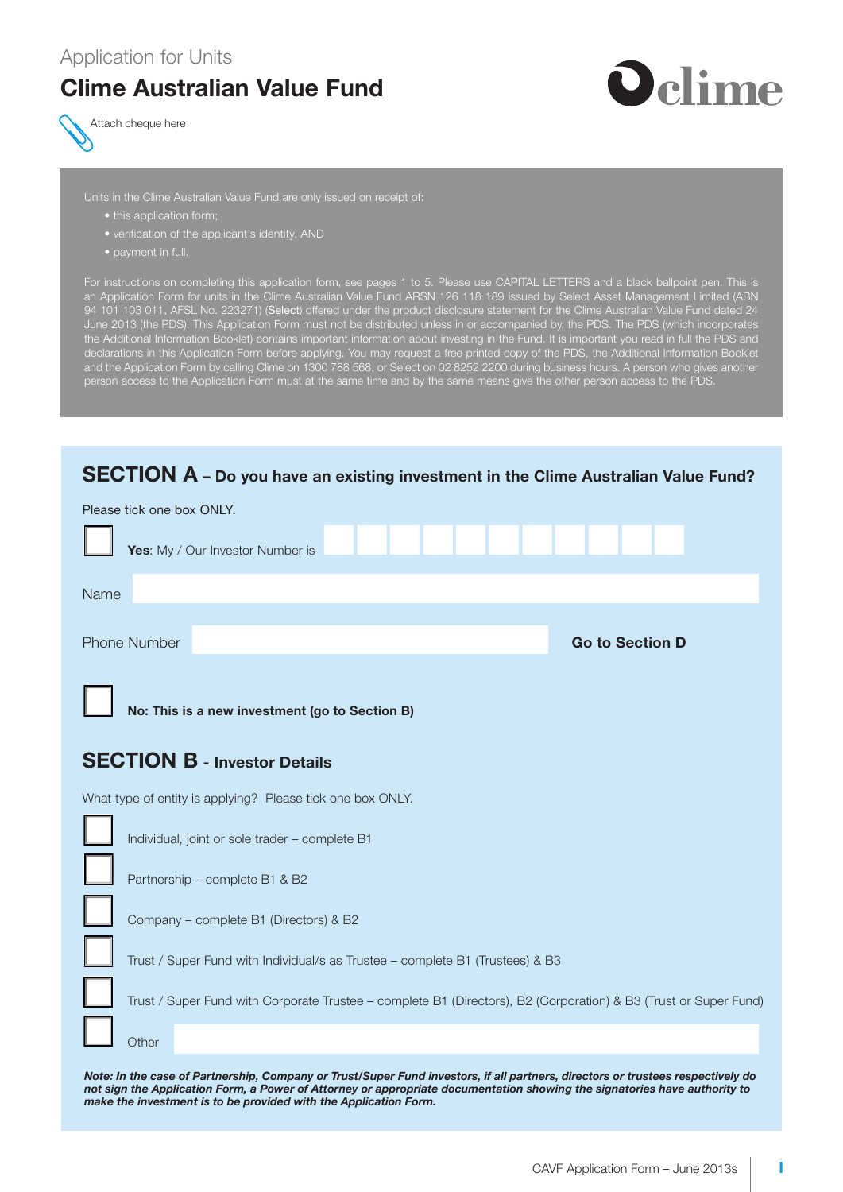Application for Units

# Clime Australian Value Fund

Attach cheque here

Units in the Clime Australian Value Fund are only issued on receipt of:

- this application form;
- verification of the applicant's identity, AND
- payment in full.

For instructions on completing this application form, see pages 1 to 5. Please use CAPITAL LETTERS and a black ballpoint pen. This is an Application Form for units in the Clime Australian Value Fund ARSN 126 118 189 issued by Select Asset Management Limited (ABN 94 101 103 011, AFSL No. 223271) (Select) offered under the product disclosure statement for the Clime Australian Value Fund dated 24 June 2013 (the PDS). This Application Form must not be distributed unless in or accompanied by, the PDS. The PDS (which incorporates the Additional Information Booklet) contains important information about investing in the Fund. It is important you read in full the PDS and declarations in this Application Form before applying. You may request a free printed copy of the PDS, the Additional Information Booklet and the Application Form by calling Clime on 1300 788 568, or Select on 02 8252 2200 during business hours. A person who gives another person access to the Application Form must at the same time and by the same means give the other person access to the PDS.

## SECTION A – Do you have an existing investment in the Clime Australian Value Fund?

Please tick one box ONLY.

☐ **Yes**: My / Our Investor Number is

Name

Phone Number **Go to Section D**

☐ **No: This is a new investment (go to Section B)**

## SECTION B - Investor Details

What type of entity is applying? Please tick one box ONLY.

☐ Individual, joint or sole trader – complete B1

☐ Partnership – complete B1 & B2

☐ Company – complete B1 (Directors) & B2

☐ Trust / Super Fund with Individual/s as Trustee – complete B1 (Trustees) & B3

☐ Trust / Super Fund with Corporate Trustee – complete B1 (Directors), B2 (Corporation) & B3 (Trust or Super Fund)

☐ Other

***Note: In the case of Partnership, Company or Trust/Super Fund investors, if all partners, directors or trustees respectively do not sign the Application Form, a Power of Attorney or appropriate documentation showing the signatories have authority to make the investment is to be provided with the Application Form.***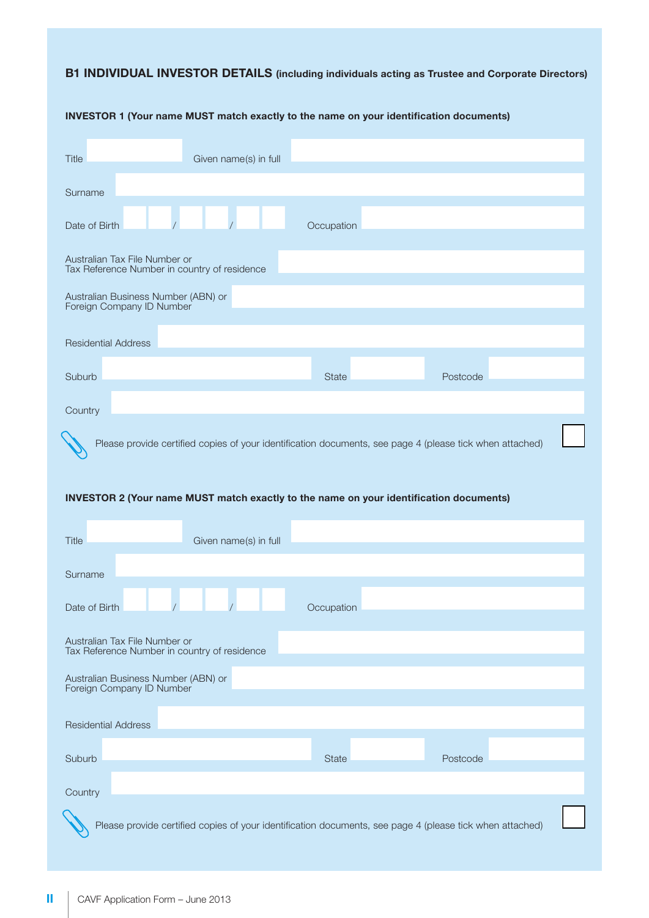## B1 INDIVIDUAL INVESTOR DETAILS (including individuals acting as Trustee and Corporate Directors)

**INVESTOR 1 (Your name MUST match exactly to the name on your identification documents)**

Title ____________ Given name(s) in full ____________

Surname ____________

Date of Birth __ __ / __ __ / __ __ Occupation ____________

Australian Tax File Number or Tax Reference Number in country of residence ____________

Australian Business Number (ABN) or Foreign Company ID Number ____________

Residential Address ____________

Suburb ____________ State ____________ Postcode ____________

Country ____________

Please provide certified copies of your identification documents, see page 4 (please tick when attached) ☐

**INVESTOR 2 (Your name MUST match exactly to the name on your identification documents)**

Title ____________ Given name(s) in full ____________

Surname ____________

Date of Birth __ __ / __ __ / __ __ Occupation ____________

Australian Tax File Number or Tax Reference Number in country of residence ____________

Australian Business Number (ABN) or Foreign Company ID Number ____________

Residential Address ____________

Suburb ____________ State ____________ Postcode ____________

Country ____________

Please provide certified copies of your identification documents, see page 4 (please tick when attached) ☐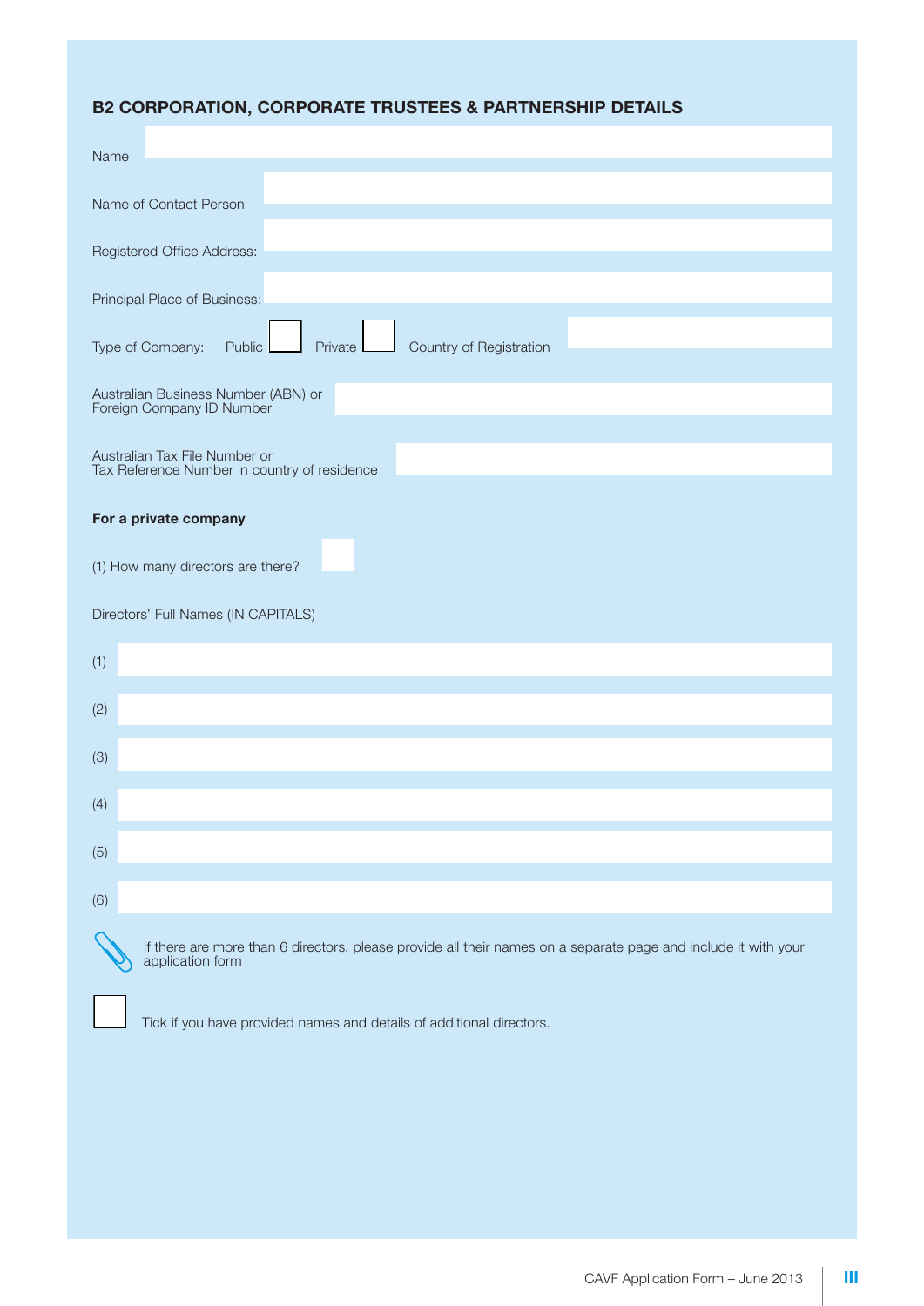## B2 CORPORATION, CORPORATE TRUSTEES & PARTNERSHIP DETAILS

Name

Name of Contact Person

Registered Office Address:

Principal Place of Business:

Type of Company: Public ☐ Private ☐ Country of Registration

Australian Business Number (ABN) or Foreign Company ID Number

Australian Tax File Number or Tax Reference Number in country of residence

**For a private company**

(1) How many directors are there?

Directors' Full Names (IN CAPITALS)

(1)

(2)

(3)

(4)

(5)

(6)

If there are more than 6 directors, please provide all their names on a separate page and include it with your application form

☐ Tick if you have provided names and details of additional directors.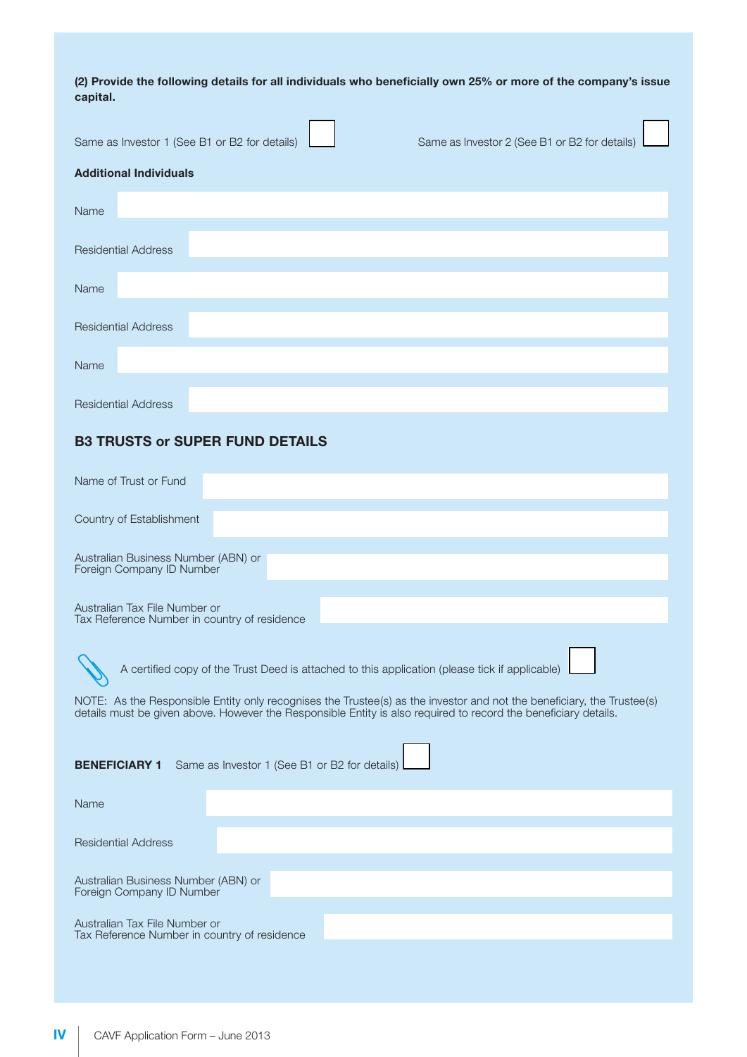**(2) Provide the following details for all individuals who beneficially own 25% or more of the company's issue capital.**

Same as Investor 1 (See B1 or B2 for details) ☐ Same as Investor 2 (See B1 or B2 for details) ☐

**Additional Individuals**

Name

Residential Address

Name

Residential Address

Name

Residential Address

## B3 TRUSTS or SUPER FUND DETAILS

Name of Trust or Fund

Country of Establishment

Australian Business Number (ABN) or Foreign Company ID Number

Australian Tax File Number or Tax Reference Number in country of residence

A certified copy of the Trust Deed is attached to this application (please tick if applicable) ☐

NOTE: As the Responsible Entity only recognises the Trustee(s) as the investor and not the beneficiary, the Trustee(s) details must be given above. However the Responsible Entity is also required to record the beneficiary details.

**BENEFICIARY 1** Same as Investor 1 (See B1 or B2 for details) ☐

Name

Residential Address

Australian Business Number (ABN) or Foreign Company ID Number

Australian Tax File Number or Tax Reference Number in country of residence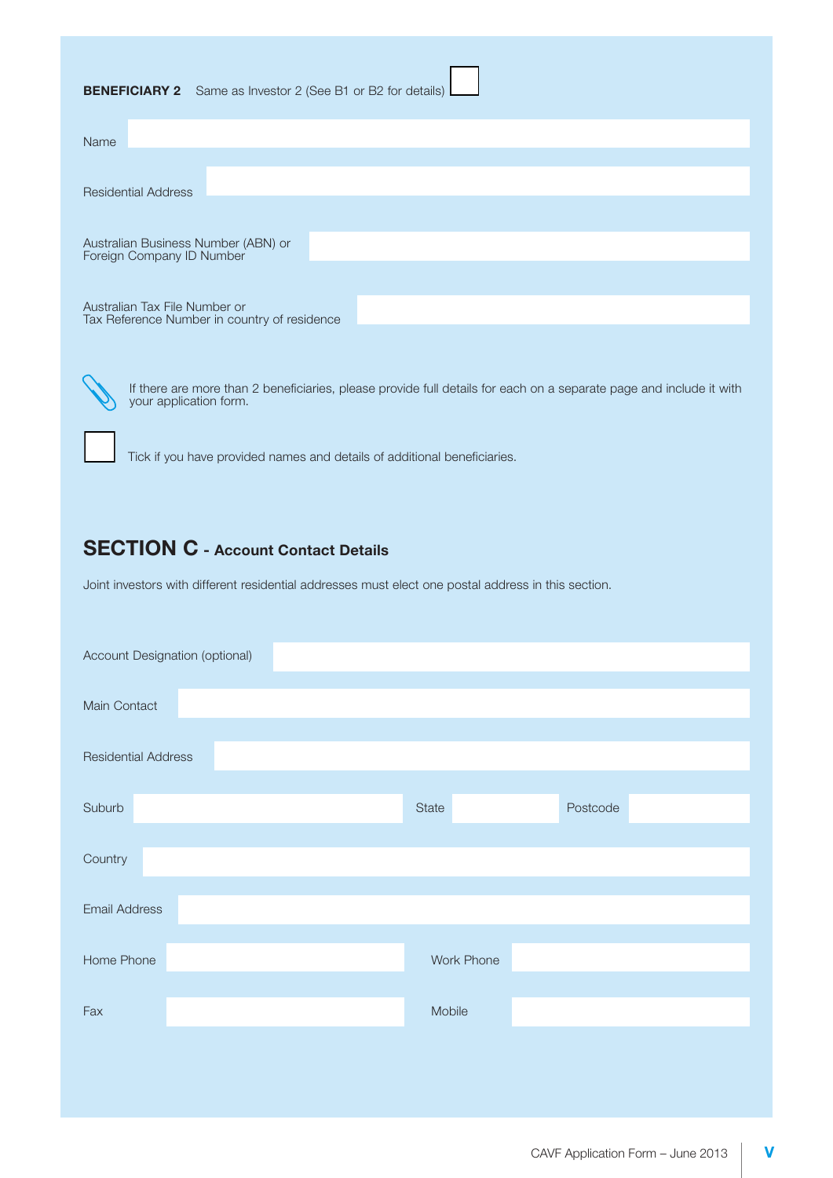**BENEFICIARY 2** Same as Investor 2 (See B1 or B2 for details) ☐

Name

Residential Address

Australian Business Number (ABN) or Foreign Company ID Number

Australian Tax File Number or Tax Reference Number in country of residence

If there are more than 2 beneficiaries, please provide full details for each on a separate page and include it with your application form.

☐ Tick if you have provided names and details of additional beneficiaries.

## SECTION C - Account Contact Details

Joint investors with different residential addresses must elect one postal address in this section.

Account Designation (optional)

Main Contact

Residential Address

Suburb | State | Postcode

Country

Email Address

Home Phone | Work Phone

Fax | Mobile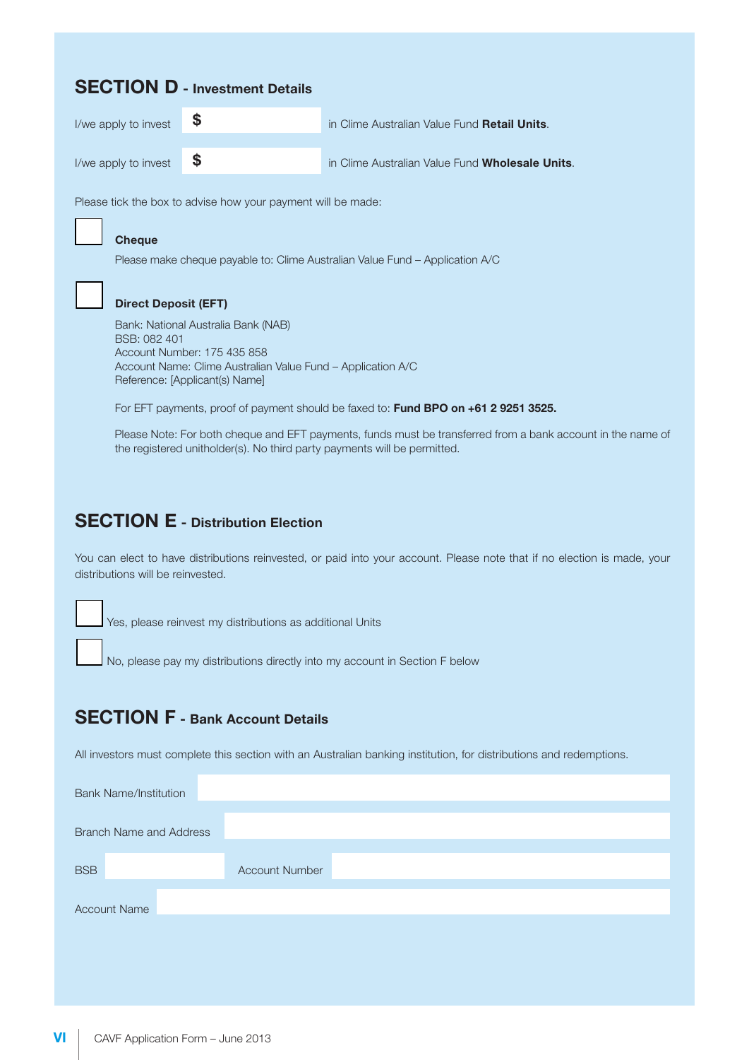## SECTION D - Investment Details

I/we apply to invest $ ______________ in Clime Australian Value Fund **Retail Units**.

I/we apply to invest $ ______________ in Clime Australian Value Fund **Wholesale Units**.

Please tick the box to advise how your payment will be made:

☐ **Cheque**

Please make cheque payable to: Clime Australian Value Fund – Application A/C

☐ **Direct Deposit (EFT)**

Bank: National Australia Bank (NAB)
BSB: 082 401
Account Number: 175 435 858
Account Name: Clime Australian Value Fund – Application A/C
Reference: [Applicant(s) Name]

For EFT payments, proof of payment should be faxed to: **Fund BPO on +61 2 9251 3525.**

Please Note: For both cheque and EFT payments, funds must be transferred from a bank account in the name of the registered unitholder(s). No third party payments will be permitted.

## SECTION E - Distribution Election

You can elect to have distributions reinvested, or paid into your account. Please note that if no election is made, your distributions will be reinvested.

☐ Yes, please reinvest my distributions as additional Units

☐ No, please pay my distributions directly into my account in Section F below

## SECTION F - Bank Account Details

All investors must complete this section with an Australian banking institution, for distributions and redemptions.

Bank Name/Institution ______________

Branch Name and Address ______________

BSB ______________ Account Number ______________

Account Name ______________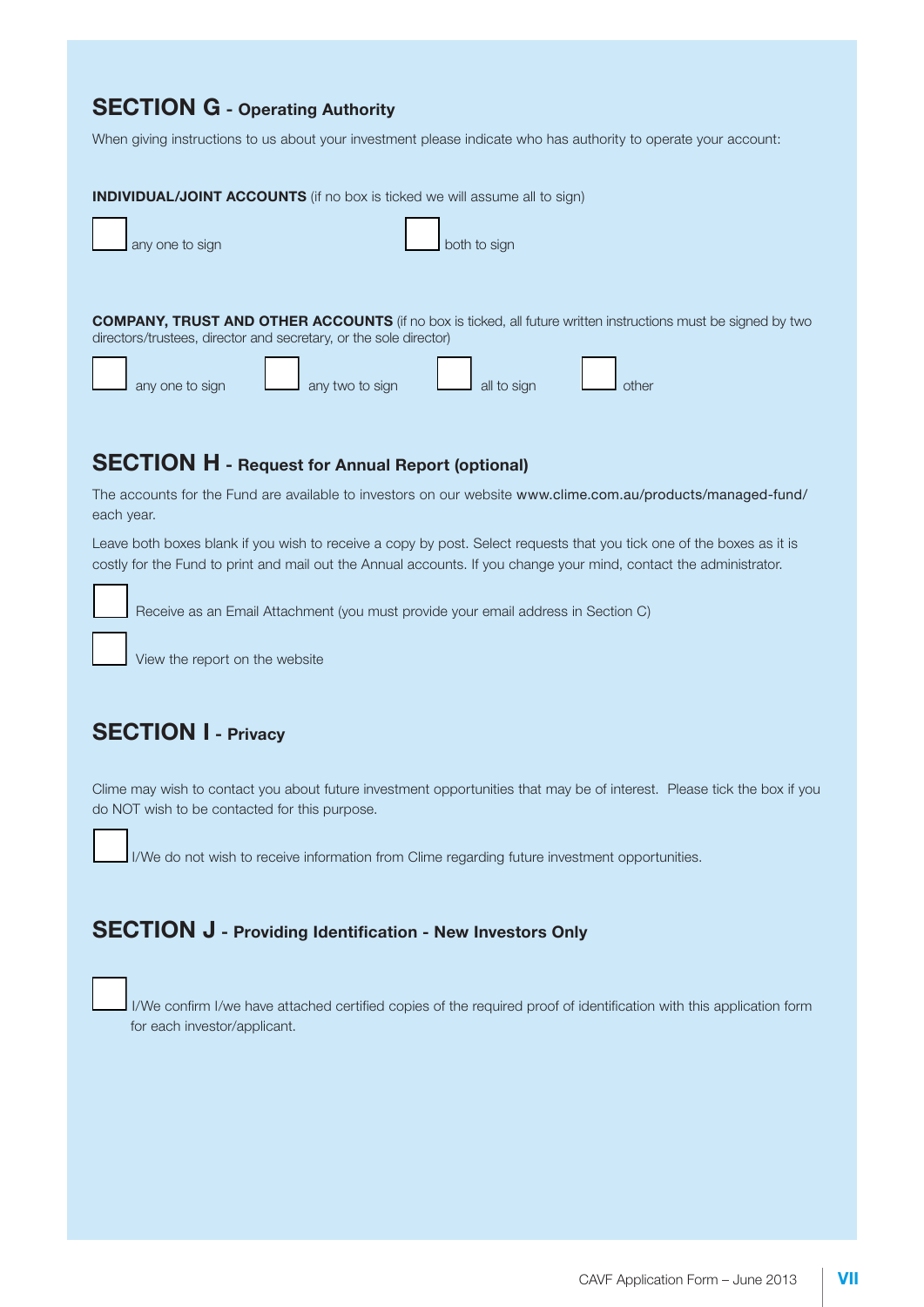## SECTION G - Operating Authority

When giving instructions to us about your investment please indicate who has authority to operate your account:

**INDIVIDUAL/JOINT ACCOUNTS** (if no box is ticked we will assume all to sign)

☐ any one to sign ☐ both to sign

**COMPANY, TRUST AND OTHER ACCOUNTS** (if no box is ticked, all future written instructions must be signed by two directors/trustees, director and secretary, or the sole director)

☐ any one to sign ☐ any two to sign ☐ all to sign ☐ other

## SECTION H - Request for Annual Report (optional)

The accounts for the Fund are available to investors on our website www.clime.com.au/products/managed-fund/ each year.

Leave both boxes blank if you wish to receive a copy by post. Select requests that you tick one of the boxes as it is costly for the Fund to print and mail out the Annual accounts. If you change your mind, contact the administrator.

☐ Receive as an Email Attachment (you must provide your email address in Section C)

☐ View the report on the website

## SECTION I - Privacy

Clime may wish to contact you about future investment opportunities that may be of interest. Please tick the box if you do NOT wish to be contacted for this purpose.

☐ I/We do not wish to receive information from Clime regarding future investment opportunities.

## SECTION J - Providing Identification - New Investors Only

☐ I/We confirm I/we have attached certified copies of the required proof of identification with this application form for each investor/applicant.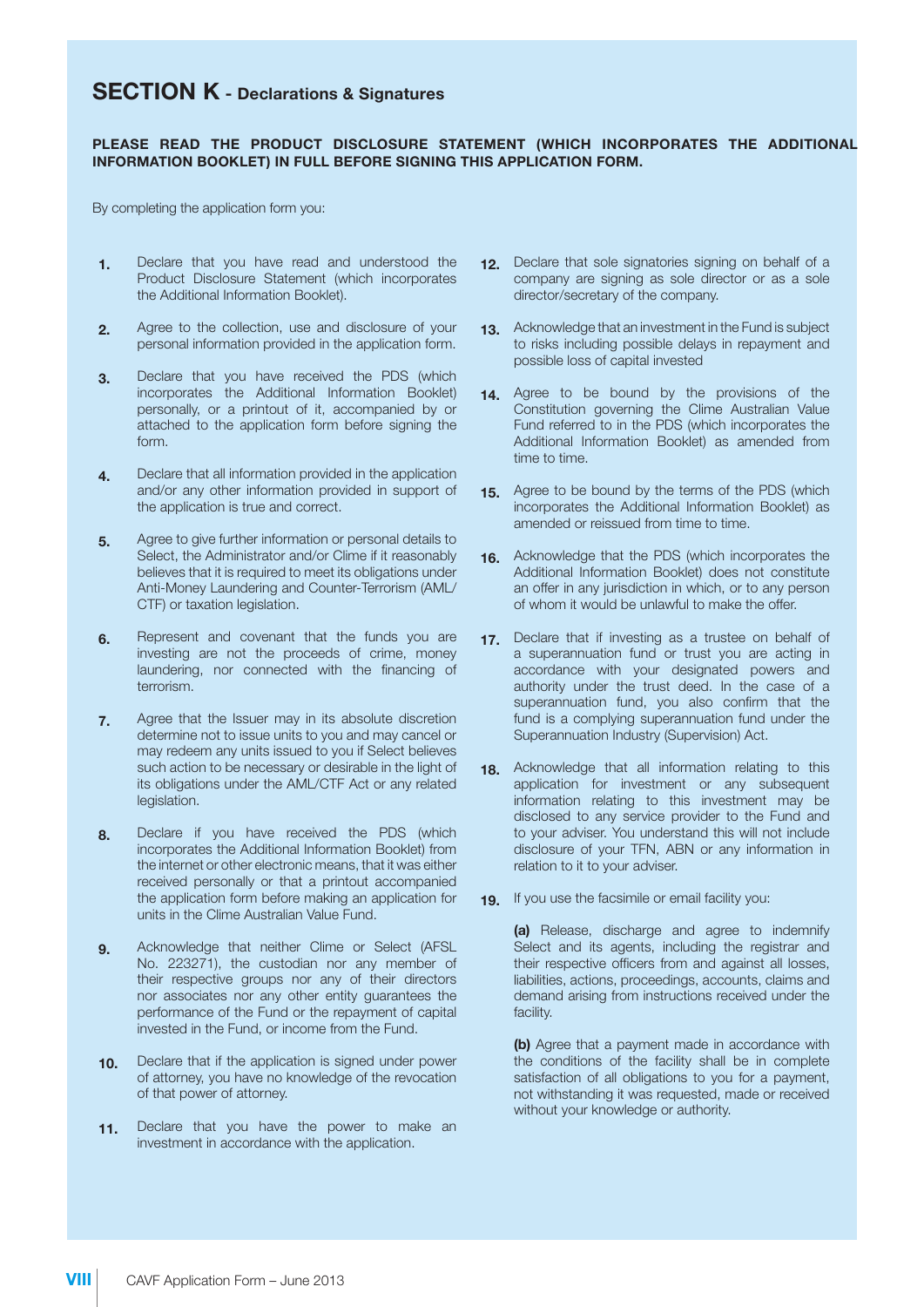## SECTION K - Declarations & Signatures

**PLEASE READ THE PRODUCT DISCLOSURE STATEMENT (WHICH INCORPORATES THE ADDITIONAL INFORMATION BOOKLET) IN FULL BEFORE SIGNING THIS APPLICATION FORM.**

By completing the application form you:

1. Declare that you have read and understood the Product Disclosure Statement (which incorporates the Additional Information Booklet).
2. Agree to the collection, use and disclosure of your personal information provided in the application form.
3. Declare that you have received the PDS (which incorporates the Additional Information Booklet) personally, or a printout of it, accompanied by or attached to the application form before signing the form.
4. Declare that all information provided in the application and/or any other information provided in support of the application is true and correct.
5. Agree to give further information or personal details to Select, the Administrator and/or Clime if it reasonably believes that it is required to meet its obligations under Anti-Money Laundering and Counter-Terrorism (AML/CTF) or taxation legislation.
6. Represent and covenant that the funds you are investing are not the proceeds of crime, money laundering, nor connected with the financing of terrorism.
7. Agree that the Issuer may in its absolute discretion determine not to issue units to you and may cancel or may redeem any units issued to you if Select believes such action to be necessary or desirable in the light of its obligations under the AML/CTF Act or any related legislation.
8. Declare if you have received the PDS (which incorporates the Additional Information Booklet) from the internet or other electronic means, that it was either received personally or that a printout accompanied the application form before making an application for units in the Clime Australian Value Fund.
9. Acknowledge that neither Clime or Select (AFSL No. 223271), the custodian nor any member of their respective groups nor any of their directors nor associates nor any other entity guarantees the performance of the Fund or the repayment of capital invested in the Fund, or income from the Fund.
10. Declare that if the application is signed under power of attorney, you have no knowledge of the revocation of that power of attorney.
11. Declare that you have the power to make an investment in accordance with the application.
12. Declare that sole signatories signing on behalf of a company are signing as sole director or as a sole director/secretary of the company.
13. Acknowledge that an investment in the Fund is subject to risks including possible delays in repayment and possible loss of capital invested
14. Agree to be bound by the provisions of the Constitution governing the Clime Australian Value Fund referred to in the PDS (which incorporates the Additional Information Booklet) as amended from time to time.
15. Agree to be bound by the terms of the PDS (which incorporates the Additional Information Booklet) as amended or reissued from time to time.
16. Acknowledge that the PDS (which incorporates the Additional Information Booklet) does not constitute an offer in any jurisdiction in which, or to any person of whom it would be unlawful to make the offer.
17. Declare that if investing as a trustee on behalf of a superannuation fund or trust you are acting in accordance with your designated powers and authority under the trust deed. In the case of a superannuation fund, you also confirm that the fund is a complying superannuation fund under the Superannuation Industry (Supervision) Act.
18. Acknowledge that all information relating to this application for investment or any subsequent information relating to this investment may be disclosed to any service provider to the Fund and to your adviser. You understand this will not include disclosure of your TFN, ABN or any information in relation to it to your adviser.
19. If you use the facsimile or email facility you:

    **(a)** Release, discharge and agree to indemnify Select and its agents, including the registrar and their respective officers from and against all losses, liabilities, actions, proceedings, accounts, claims and demand arising from instructions received under the facility.

    **(b)** Agree that a payment made in accordance with the conditions of the facility shall be in complete satisfaction of all obligations to you for a payment, not withstanding it was requested, made or received without your knowledge or authority.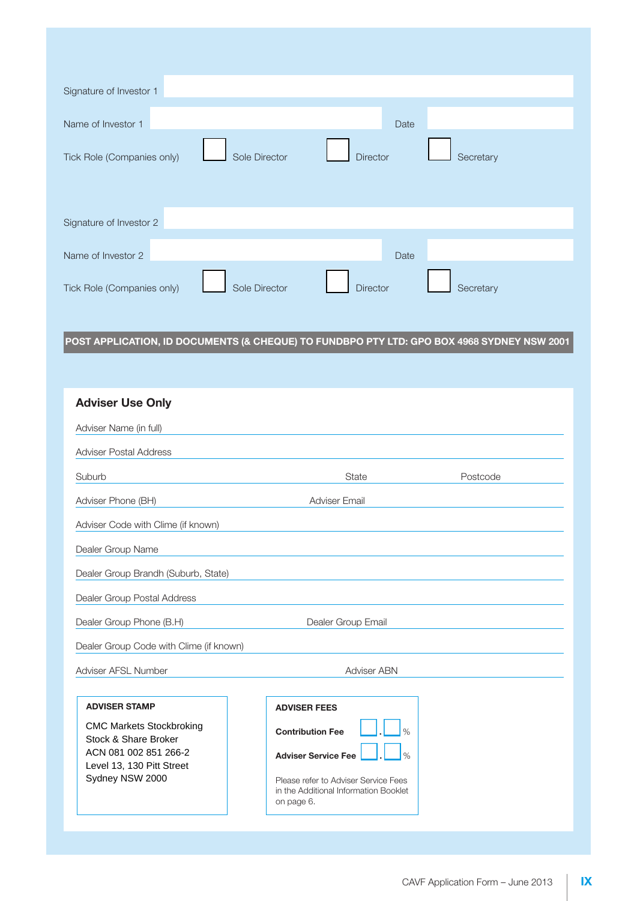Signature of Investor 1

Name of Investor 1 Date

Tick Role (Companies only) ☐ Sole Director ☐ Director ☐ Secretary

Signature of Investor 2

Name of Investor 2 Date

Tick Role (Companies only) ☐ Sole Director ☐ Director ☐ Secretary

**POST APPLICATION, ID DOCUMENTS (& CHEQUE) TO FUNDBPO PTY LTD: GPO BOX 4968 SYDNEY NSW 2001**

## Adviser Use Only

Adviser Name (in full)

Adviser Postal Address

Suburb State Postcode

Adviser Phone (BH) Adviser Email

Adviser Code with Clime (if known)

Dealer Group Name

Dealer Group Brandh (Suburb, State)

Dealer Group Postal Address

Dealer Group Phone (B.H) Dealer Group Email

Dealer Group Code with Clime (if known)

Adviser AFSL Number Adviser ABN

**ADVISER STAMP**

CMC Markets Stockbroking
Stock & Share Broker
ACN 081 002 851 266-2
Level 13, 130 Pitt Street
Sydney NSW 2000

**ADVISER FEES**

**Contribution Fee** ☐.☐ %

**Adviser Service Fee** ☐.☐ %

Please refer to Adviser Service Fees in the Additional Information Booklet on page 6.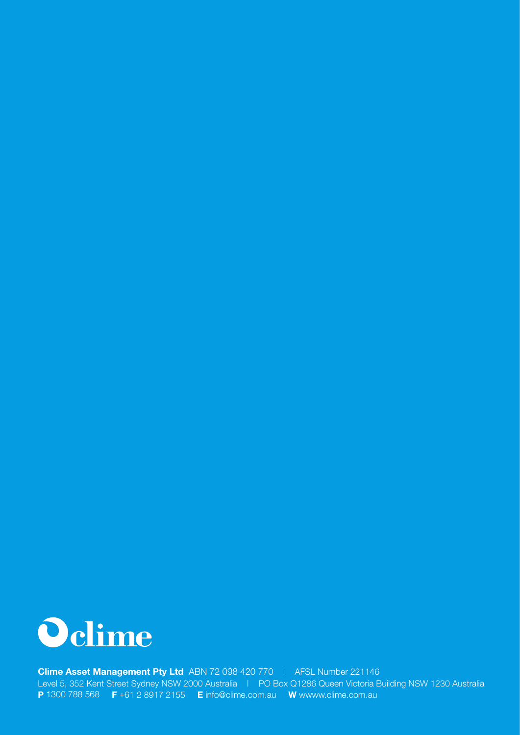**clime**

**Clime Asset Management Pty Ltd** ABN 72 098 420 770 | AFSL Number 221146
Level 5, 352 Kent Street Sydney NSW 2000 Australia | PO Box Q1286 Queen Victoria Building NSW 1230 Australia
**P** 1300 788 568 **F** +61 2 8917 2155 **E** info@clime.com.au **W** wwww.clime.com.au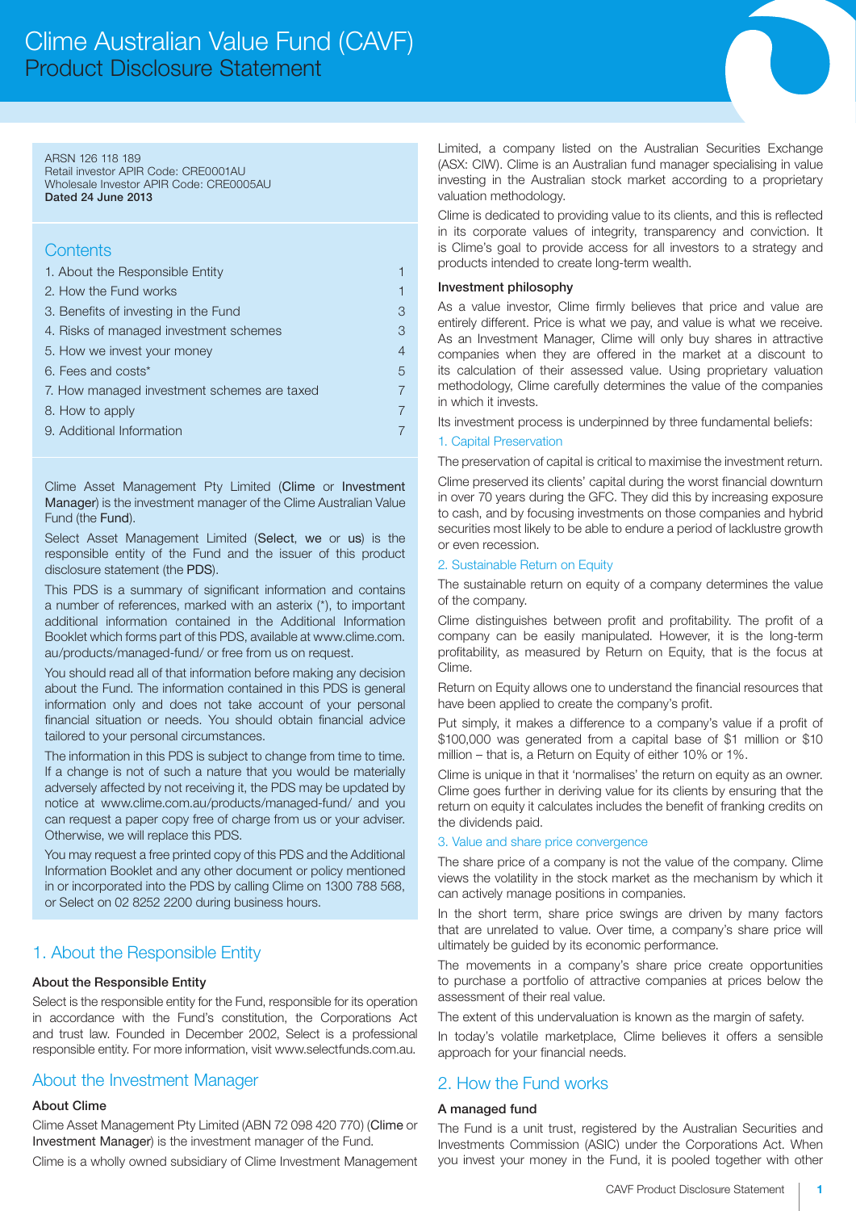# Clime Australian Value Fund (CAVF)
## Product Disclosure Statement

ARSN 126 118 189
Retail investor APIR Code: CRE0001AU
Wholesale Investor APIR Code: CRE0005AU
**Dated 24 June 2013**

## Contents

| | |
|---|---|
| 1. About the Responsible Entity | 1 |
| 2. How the Fund works | 1 |
| 3. Benefits of investing in the Fund | 3 |
| 4. Risks of managed investment schemes | 3 |
| 5. How we invest your money | 4 |
| 6. Fees and costs* | 5 |
| 7. How managed investment schemes are taxed | 7 |
| 8. How to apply | 7 |
| 9. Additional Information | 7 |

Clime Asset Management Pty Limited (**Clime** or **Investment Manager**) is the investment manager of the Clime Australian Value Fund (the **Fund**).

Select Asset Management Limited (**Select**, **we** or **us**) is the responsible entity of the Fund and the issuer of this product disclosure statement (the **PDS**).

This PDS is a summary of significant information and contains a number of references, marked with an asterix (*), to important additional information contained in the Additional Information Booklet which forms part of this PDS, available at www.clime.com.au/products/managed-fund/ or free from us on request.

You should read all of that information before making any decision about the Fund. The information contained in this PDS is general information only and does not take account of your personal financial situation or needs. You should obtain financial advice tailored to your personal circumstances.

The information in this PDS is subject to change from time to time. If a change is not of such a nature that you would be materially adversely affected by not receiving it, the PDS may be updated by notice at www.clime.com.au/products/managed-fund/ and you can request a paper copy free of charge from us or your adviser. Otherwise, we will replace this PDS.

You may request a free printed copy of this PDS and the Additional Information Booklet and any other document or policy mentioned in or incorporated into the PDS by calling Clime on 1300 788 568, or Select on 02 8252 2200 during business hours.

## 1. About the Responsible Entity

### About the Responsible Entity

Select is the responsible entity for the Fund, responsible for its operation in accordance with the Fund's constitution, the Corporations Act and trust law. Founded in December 2002, Select is a professional responsible entity. For more information, visit www.selectfunds.com.au.

## About the Investment Manager

### About Clime

Clime Asset Management Pty Limited (ABN 72 098 420 770) (**Clime** or **Investment Manager**) is the investment manager of the Fund.

Clime is a wholly owned subsidiary of Clime Investment Management Limited, a company listed on the Australian Securities Exchange (ASX: CIW). Clime is an Australian fund manager specialising in value investing in the Australian stock market according to a proprietary valuation methodology.

Clime is dedicated to providing value to its clients, and this is reflected in its corporate values of integrity, transparency and conviction. It is Clime's goal to provide access for all investors to a strategy and products intended to create long-term wealth.

### Investment philosophy

As a value investor, Clime firmly believes that price and value are entirely different. Price is what we pay, and value is what we receive. As an Investment Manager, Clime will only buy shares in attractive companies when they are offered in the market at a discount to its calculation of their assessed value. Using proprietary valuation methodology, Clime carefully determines the value of the companies in which it invests.

Its investment process is underpinned by three fundamental beliefs:

#### 1. Capital Preservation

The preservation of capital is critical to maximise the investment return.

Clime preserved its clients' capital during the worst financial downturn in over 70 years during the GFC. They did this by increasing exposure to cash, and by focusing investments on those companies and hybrid securities most likely to be able to endure a period of lacklustre growth or even recession.

#### 2. Sustainable Return on Equity

The sustainable return on equity of a company determines the value of the company.

Clime distinguishes between profit and profitability. The profit of a company can be easily manipulated. However, it is the long-term profitability, as measured by Return on Equity, that is the focus at Clime.

Return on Equity allows one to understand the financial resources that have been applied to create the company's profit.

Put simply, it makes a difference to a company's value if a profit of $100,000 was generated from a capital base of $1 million or $10 million – that is, a Return on Equity of either 10% or 1%.

Clime is unique in that it 'normalises' the return on equity as an owner. Clime goes further in deriving value for its clients by ensuring that the return on equity it calculates includes the benefit of franking credits on the dividends paid.

#### 3. Value and share price convergence

The share price of a company is not the value of the company. Clime views the volatility in the stock market as the mechanism by which it can actively manage positions in companies.

In the short term, share price swings are driven by many factors that are unrelated to value. Over time, a company's share price will ultimately be guided by its economic performance.

The movements in a company's share price create opportunities to purchase a portfolio of attractive companies at prices below the assessment of their real value.

The extent of this undervaluation is known as the margin of safety.

In today's volatile marketplace, Clime believes it offers a sensible approach for your financial needs.

## 2. How the Fund works

### A managed fund

The Fund is a unit trust, registered by the Australian Securities and Investments Commission (ASIC) under the Corporations Act. When you invest your money in the Fund, it is pooled together with other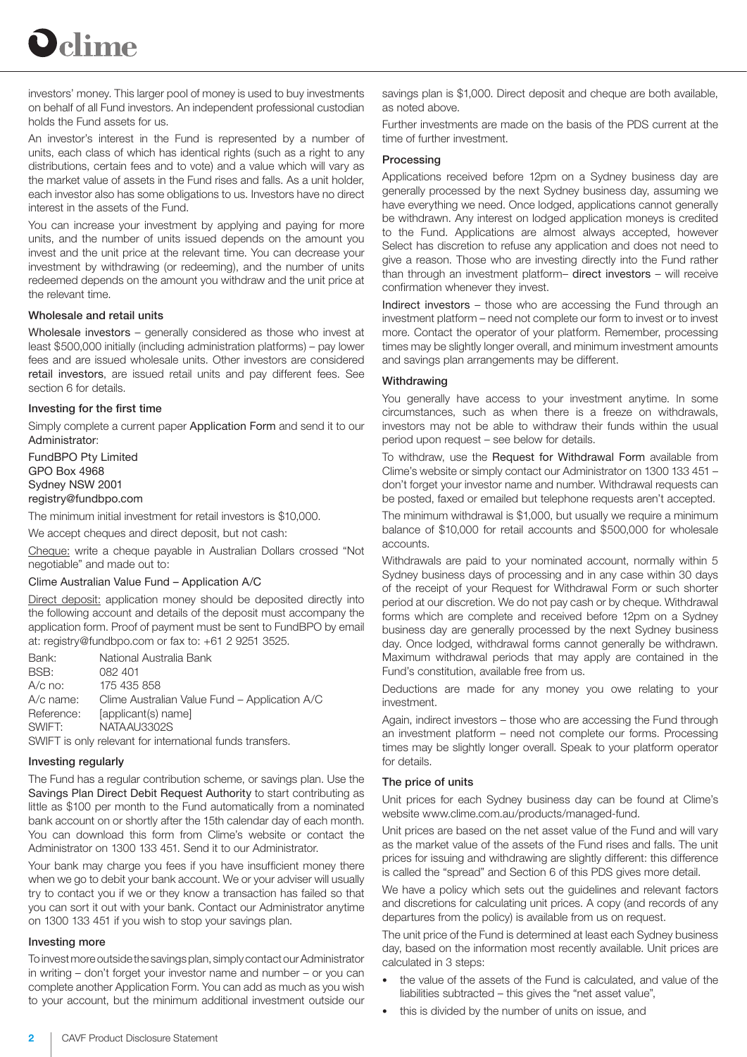investors' money. This larger pool of money is used to buy investments on behalf of all Fund investors. An independent professional custodian holds the Fund assets for us.

An investor's interest in the Fund is represented by a number of units, each class of which has identical rights (such as a right to any distributions, certain fees and to vote) and a value which will vary as the market value of assets in the Fund rises and falls. As a unit holder, each investor also has some obligations to us. Investors have no direct interest in the assets of the Fund.

You can increase your investment by applying and paying for more units, and the number of units issued depends on the amount you invest and the unit price at the relevant time. You can decrease your investment by withdrawing (or redeeming), and the number of units redeemed depends on the amount you withdraw and the unit price at the relevant time.

### Wholesale and retail units

**Wholesale investors** – generally considered as those who invest at least $500,000 initially (including administration platforms) – pay lower fees and are issued wholesale units. Other investors are considered **retail investors**, are issued retail units and pay different fees. See section 6 for details.

### Investing for the first time

Simply complete a current paper **Application Form** and send it to our Administrator:

FundBPO Pty Limited
GPO Box 4968
Sydney NSW 2001
registry@fundbpo.com

The minimum initial investment for retail investors is $10,000.

We accept cheques and direct deposit, but not cash:

Cheque: write a cheque payable in Australian Dollars crossed "Not negotiable" and made out to:

Clime Australian Value Fund – Application A/C

Direct deposit: application money should be deposited directly into the following account and details of the deposit must accompany the application form. Proof of payment must be sent to FundBPO by email at: registry@fundbpo.com or fax to: +61 2 9251 3525.

| | |
|---|---|
| Bank: | National Australia Bank |
| BSB: | 082 401 |
| A/c no: | 175 435 858 |
| A/c name: | Clime Australian Value Fund – Application A/C |
| Reference: | [applicant(s) name] |
| SWIFT: | NATAAU3302S |

SWIFT is only relevant for international funds transfers.

### Investing regularly

The Fund has a regular contribution scheme, or savings plan. Use the **Savings Plan Direct Debit Request Authority** to start contributing as little as $100 per month to the Fund automatically from a nominated bank account on or shortly after the 15th calendar day of each month. You can download this form from Clime's website or contact the Administrator on 1300 133 451. Send it to our Administrator.

Your bank may charge you fees if you have insufficient money there when we go to debit your bank account. We or your adviser will usually try to contact you if we or they know a transaction has failed so that you can sort it out with your bank. Contact our Administrator anytime on 1300 133 451 if you wish to stop your savings plan.

### Investing more

To invest more outside the savings plan, simply contact our Administrator in writing – don't forget your investor name and number – or you can complete another Application Form. You can add as much as you wish to your account, but the minimum additional investment outside our savings plan is $1,000. Direct deposit and cheque are both available, as noted above.

Further investments are made on the basis of the PDS current at the time of further investment.

### Processing

Applications received before 12pm on a Sydney business day are generally processed by the next Sydney business day, assuming we have everything we need. Once lodged, applications cannot generally be withdrawn. Any interest on lodged application moneys is credited to the Fund. Applications are almost always accepted, however Select has discretion to refuse any application and does not need to give a reason. Those who are investing directly into the Fund rather than through an investment platform– **direct investors** – will receive confirmation whenever they invest.

**Indirect investors** – those who are accessing the Fund through an investment platform – need not complete our form to invest or to invest more. Contact the operator of your platform. Remember, processing times may be slightly longer overall, and minimum investment amounts and savings plan arrangements may be different.

### Withdrawing

You generally have access to your investment anytime. In some circumstances, such as when there is a freeze on withdrawals, investors may not be able to withdraw their funds within the usual period upon request – see below for details.

To withdraw, use the **Request for Withdrawal Form** available from Clime's website or simply contact our Administrator on 1300 133 451 – don't forget your investor name and number. Withdrawal requests can be posted, faxed or emailed but telephone requests aren't accepted.

The minimum withdrawal is $1,000, but usually we require a minimum balance of $10,000 for retail accounts and $500,000 for wholesale accounts.

Withdrawals are paid to your nominated account, normally within 5 Sydney business days of processing and in any case within 30 days of the receipt of your Request for Withdrawal Form or such shorter period at our discretion. We do not pay cash or by cheque. Withdrawal forms which are complete and received before 12pm on a Sydney business day are generally processed by the next Sydney business day. Once lodged, withdrawal forms cannot generally be withdrawn. Maximum withdrawal periods that may apply are contained in the Fund's constitution, available free from us.

Deductions are made for any money you owe relating to your investment.

Again, indirect investors – those who are accessing the Fund through an investment platform – need not complete our forms. Processing times may be slightly longer overall. Speak to your platform operator for details.

### The price of units

Unit prices for each Sydney business day can be found at Clime's website www.clime.com.au/products/managed-fund.

Unit prices are based on the net asset value of the Fund and will vary as the market value of the assets of the Fund rises and falls. The unit prices for issuing and withdrawing are slightly different: this difference is called the "spread" and Section 6 of this PDS gives more detail.

We have a policy which sets out the guidelines and relevant factors and discretions for calculating unit prices. A copy (and records of any departures from the policy) is available from us on request.

The unit price of the Fund is determined at least each Sydney business day, based on the information most recently available. Unit prices are calculated in 3 steps:

- the value of the assets of the Fund is calculated, and value of the liabilities subtracted – this gives the "net asset value",
- this is divided by the number of units on issue, and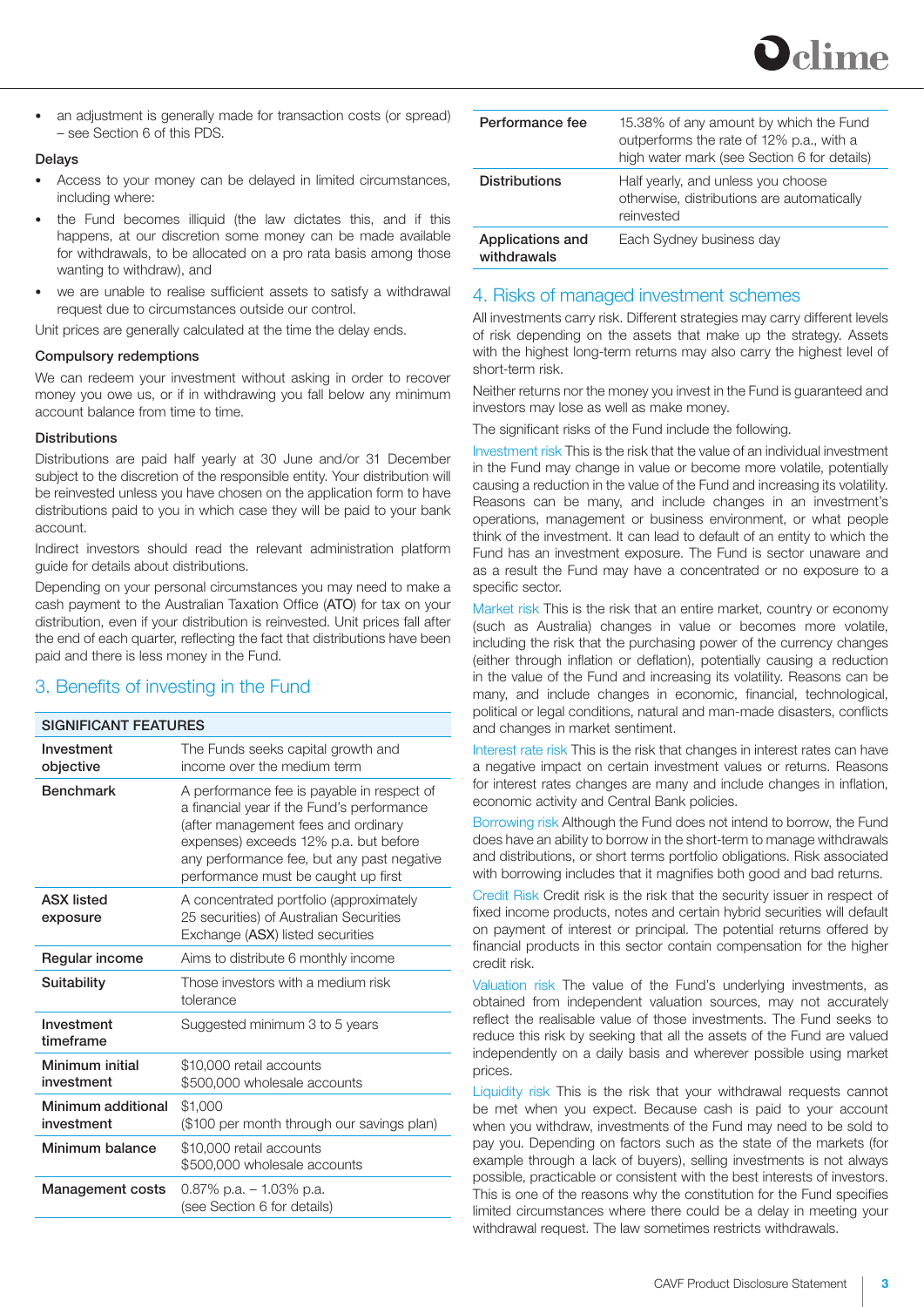- an adjustment is generally made for transaction costs (or spread) – see Section 6 of this PDS.

**Delays**

- Access to your money can be delayed in limited circumstances, including where:
- the Fund becomes illiquid (the law dictates this, and if this happens, at our discretion some money can be made available for withdrawals, to be allocated on a pro rata basis among those wanting to withdraw), and
- we are unable to realise sufficient assets to satisfy a withdrawal request due to circumstances outside our control.

Unit prices are generally calculated at the time the delay ends.

**Compulsory redemptions**

We can redeem your investment without asking in order to recover money you owe us, or if in withdrawing you fall below any minimum account balance from time to time.

**Distributions**

Distributions are paid half yearly at 30 June and/or 31 December subject to the discretion of the responsible entity. Your distribution will be reinvested unless you have chosen on the application form to have distributions paid to you in which case they will be paid to your bank account.

Indirect investors should read the relevant administration platform guide for details about distributions.

Depending on your personal circumstances you may need to make a cash payment to the Australian Taxation Office (**ATO**) for tax on your distribution, even if your distribution is reinvested. Unit prices fall after the end of each quarter, reflecting the fact that distributions have been paid and there is less money in the Fund.

## 3. Benefits of investing in the Fund

| SIGNIFICANT FEATURES | |
|---|---|
| **Investment objective** | The Funds seeks capital growth and income over the medium term |
| **Benchmark** | A performance fee is payable in respect of a financial year if the Fund's performance (after management fees and ordinary expenses) exceeds 12% p.a. but before any performance fee, but any past negative performance must be caught up first |
| **ASX listed exposure** | A concentrated portfolio (approximately 25 securities) of Australian Securities Exchange (**ASX**) listed securities |
| **Regular income** | Aims to distribute 6 monthly income |
| **Suitability** | Those investors with a medium risk tolerance |
| **Investment timeframe** | Suggested minimum 3 to 5 years |
| **Minimum initial investment** | \$10,000 retail accounts<br>\$500,000 wholesale accounts |
| **Minimum additional investment** | \$1,000<br>(\$100 per month through our savings plan) |
| **Minimum balance** | \$10,000 retail accounts<br>\$500,000 wholesale accounts |
| **Management costs** | 0.87% p.a. – 1.03% p.a.<br>(see Section 6 for details) |
| **Performance fee** | 15.38% of any amount by which the Fund outperforms the rate of 12% p.a., with a high water mark (see Section 6 for details) |
| **Distributions** | Half yearly, and unless you choose otherwise, distributions are automatically reinvested |
| **Applications and withdrawals** | Each Sydney business day |

## 4. Risks of managed investment schemes

All investments carry risk. Different strategies may carry different levels of risk depending on the assets that make up the strategy. Assets with the highest long-term returns may also carry the highest level of short-term risk.

Neither returns nor the money you invest in the Fund is guaranteed and investors may lose as well as make money.

The significant risks of the Fund include the following.

Investment risk This is the risk that the value of an individual investment in the Fund may change in value or become more volatile, potentially causing a reduction in the value of the Fund and increasing its volatility. Reasons can be many, and include changes in an investment's operations, management or business environment, or what people think of the investment. It can lead to default of an entity to which the Fund has an investment exposure. The Fund is sector unaware and as a result the Fund may have a concentrated or no exposure to a specific sector.

Market risk This is the risk that an entire market, country or economy (such as Australia) changes in value or becomes more volatile, including the risk that the purchasing power of the currency changes (either through inflation or deflation), potentially causing a reduction in the value of the Fund and increasing its volatility. Reasons can be many, and include changes in economic, financial, technological, political or legal conditions, natural and man-made disasters, conflicts and changes in market sentiment.

Interest rate risk This is the risk that changes in interest rates can have a negative impact on certain investment values or returns. Reasons for interest rates changes are many and include changes in inflation, economic activity and Central Bank policies.

Borrowing risk Although the Fund does not intend to borrow, the Fund does have an ability to borrow in the short-term to manage withdrawals and distributions, or short terms portfolio obligations. Risk associated with borrowing includes that it magnifies both good and bad returns.

Credit Risk Credit risk is the risk that the security issuer in respect of fixed income products, notes and certain hybrid securities will default on payment of interest or principal. The potential returns offered by financial products in this sector contain compensation for the higher credit risk.

Valuation risk The value of the Fund's underlying investments, as obtained from independent valuation sources, may not accurately reflect the realisable value of those investments. The Fund seeks to reduce this risk by seeking that all the assets of the Fund are valued independently on a daily basis and wherever possible using market prices.

Liquidity risk This is the risk that your withdrawal requests cannot be met when you expect. Because cash is paid to your account when you withdraw, investments of the Fund may need to be sold to pay you. Depending on factors such as the state of the markets (for example through a lack of buyers), selling investments is not always possible, practicable or consistent with the best interests of investors. This is one of the reasons why the constitution for the Fund specifies limited circumstances where there could be a delay in meeting your withdrawal request. The law sometimes restricts withdrawals.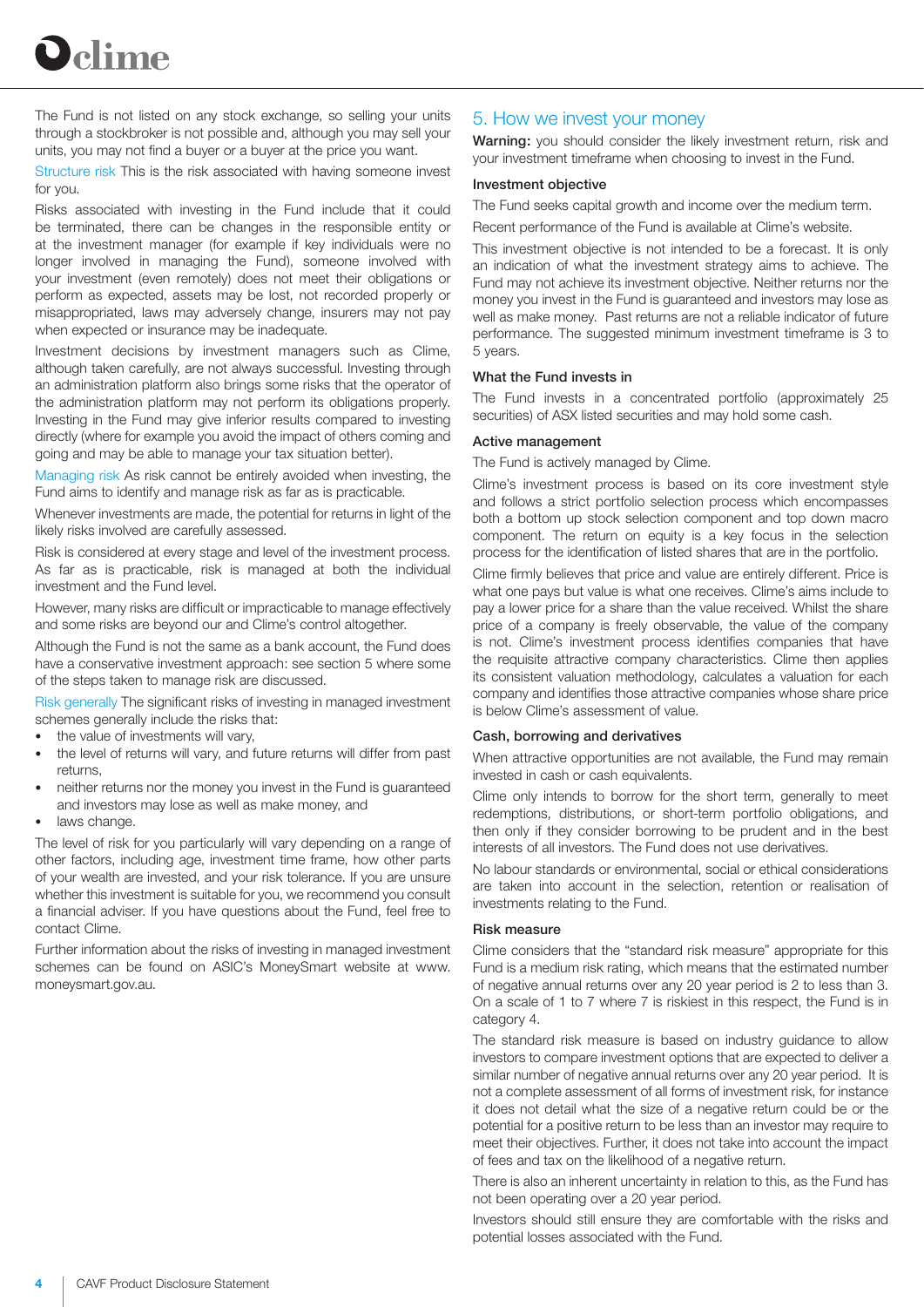The Fund is not listed on any stock exchange, so selling your units through a stockbroker is not possible and, although you may sell your units, you may not find a buyer or a buyer at the price you want.

Structure risk This is the risk associated with having someone invest for you.

Risks associated with investing in the Fund include that it could be terminated, there can be changes in the responsible entity or at the investment manager (for example if key individuals were no longer involved in managing the Fund), someone involved with your investment (even remotely) does not meet their obligations or perform as expected, assets may be lost, not recorded properly or misappropriated, laws may adversely change, insurers may not pay when expected or insurance may be inadequate.

Investment decisions by investment managers such as Clime, although taken carefully, are not always successful. Investing through an administration platform also brings some risks that the operator of the administration platform may not perform its obligations properly. Investing in the Fund may give inferior results compared to investing directly (where for example you avoid the impact of others coming and going and may be able to manage your tax situation better).

Managing risk As risk cannot be entirely avoided when investing, the Fund aims to identify and manage risk as far as is practicable.

Whenever investments are made, the potential for returns in light of the likely risks involved are carefully assessed.

Risk is considered at every stage and level of the investment process. As far as is practicable, risk is managed at both the individual investment and the Fund level.

However, many risks are difficult or impracticable to manage effectively and some risks are beyond our and Clime's control altogether.

Although the Fund is not the same as a bank account, the Fund does have a conservative investment approach: see section 5 where some of the steps taken to manage risk are discussed.

Risk generally The significant risks of investing in managed investment schemes generally include the risks that:

- the value of investments will vary,
- the level of returns will vary, and future returns will differ from past returns,
- neither returns nor the money you invest in the Fund is guaranteed and investors may lose as well as make money, and
- laws change.

The level of risk for you particularly will vary depending on a range of other factors, including age, investment time frame, how other parts of your wealth are invested, and your risk tolerance. If you are unsure whether this investment is suitable for you, we recommend you consult a financial adviser. If you have questions about the Fund, feel free to contact Clime.

Further information about the risks of investing in managed investment schemes can be found on ASIC's MoneySmart website at www.moneysmart.gov.au.

## 5. How we invest your money

**Warning:** you should consider the likely investment return, risk and your investment timeframe when choosing to invest in the Fund.

### Investment objective

The Fund seeks capital growth and income over the medium term.

Recent performance of the Fund is available at Clime's website.

This investment objective is not intended to be a forecast. It is only an indication of what the investment strategy aims to achieve. The Fund may not achieve its investment objective. Neither returns nor the money you invest in the Fund is guaranteed and investors may lose as well as make money. Past returns are not a reliable indicator of future performance. The suggested minimum investment timeframe is 3 to 5 years.

### What the Fund invests in

The Fund invests in a concentrated portfolio (approximately 25 securities) of ASX listed securities and may hold some cash.

### Active management

The Fund is actively managed by Clime.

Clime's investment process is based on its core investment style and follows a strict portfolio selection process which encompasses both a bottom up stock selection component and top down macro component. The return on equity is a key focus in the selection process for the identification of listed shares that are in the portfolio.

Clime firmly believes that price and value are entirely different. Price is what one pays but value is what one receives. Clime's aims include to pay a lower price for a share than the value received. Whilst the share price of a company is freely observable, the value of the company is not. Clime's investment process identifies companies that have the requisite attractive company characteristics. Clime then applies its consistent valuation methodology, calculates a valuation for each company and identifies those attractive companies whose share price is below Clime's assessment of value.

### Cash, borrowing and derivatives

When attractive opportunities are not available, the Fund may remain invested in cash or cash equivalents.

Clime only intends to borrow for the short term, generally to meet redemptions, distributions, or short-term portfolio obligations, and then only if they consider borrowing to be prudent and in the best interests of all investors. The Fund does not use derivatives.

No labour standards or environmental, social or ethical considerations are taken into account in the selection, retention or realisation of investments relating to the Fund.

### Risk measure

Clime considers that the "standard risk measure" appropriate for this Fund is a medium risk rating, which means that the estimated number of negative annual returns over any 20 year period is 2 to less than 3. On a scale of 1 to 7 where 7 is riskiest in this respect, the Fund is in category 4.

The standard risk measure is based on industry guidance to allow investors to compare investment options that are expected to deliver a similar number of negative annual returns over any 20 year period. It is not a complete assessment of all forms of investment risk, for instance it does not detail what the size of a negative return could be or the potential for a positive return to be less than an investor may require to meet their objectives. Further, it does not take into account the impact of fees and tax on the likelihood of a negative return.

There is also an inherent uncertainty in relation to this, as the Fund has not been operating over a 20 year period.

Investors should still ensure they are comfortable with the risks and potential losses associated with the Fund.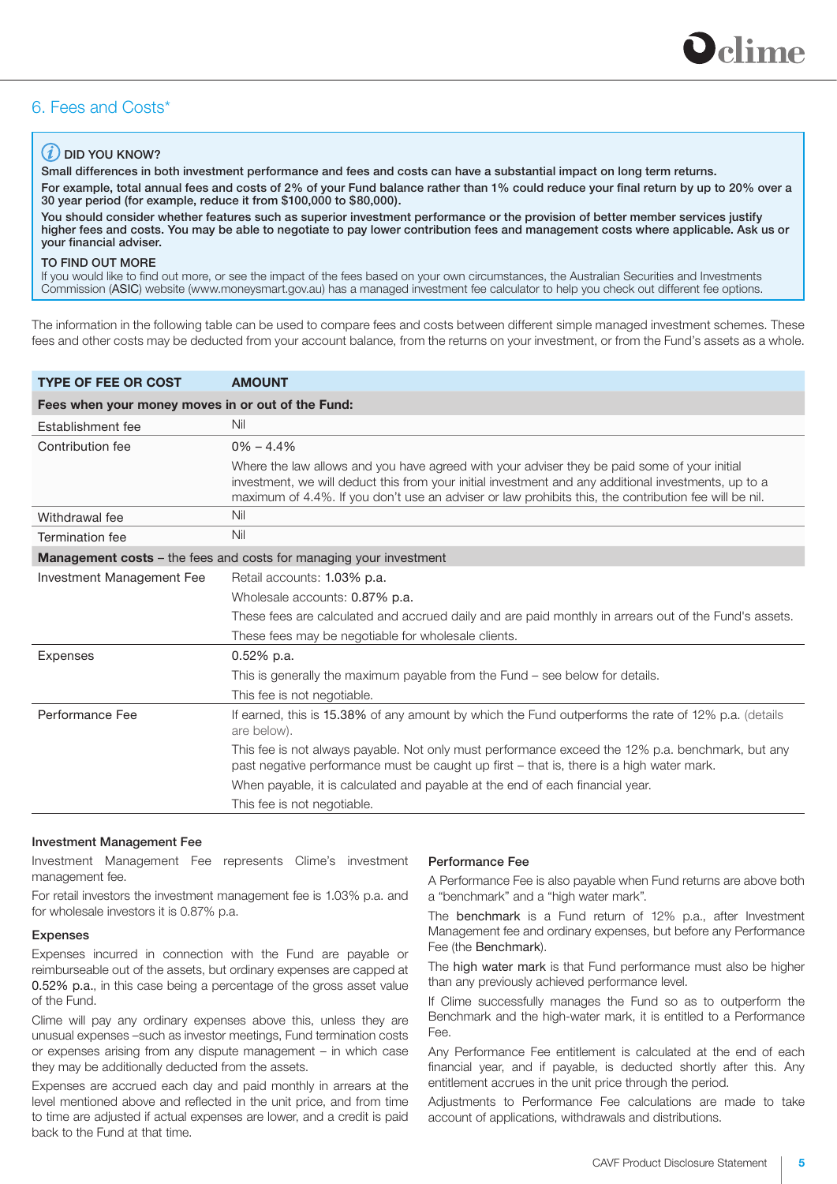## 6. Fees and Costs*

> **DID YOU KNOW?**
>
> **Small differences in both investment performance and fees and costs can have a substantial impact on long term returns.**
>
> **For example, total annual fees and costs of 2% of your Fund balance rather than 1% could reduce your final return by up to 20% over a 30 year period (for example, reduce it from $100,000 to $80,000).**
>
> **You should consider whether features such as superior investment performance or the provision of better member services justify higher fees and costs. You may be able to negotiate to pay lower contribution fees and management costs where applicable. Ask us or your financial adviser.**
>
> **TO FIND OUT MORE**
>
> If you would like to find out more, or see the impact of the fees based on your own circumstances, the Australian Securities and Investments Commission (ASIC) website (www.moneysmart.gov.au) has a managed investment fee calculator to help you check out different fee options.

The information in the following table can be used to compare fees and costs between different simple managed investment schemes. These fees and other costs may be deducted from your account balance, from the returns on your investment, or from the Fund's assets as a whole.

| TYPE OF FEE OR COST | AMOUNT |
|---|---|
| **Fees when your money moves in or out of the Fund:** | |
| Establishment fee | Nil |
| Contribution fee | 0% – 4.4%<br>Where the law allows and you have agreed with your adviser they be paid some of your initial investment, we will deduct this from your initial investment and any additional investments, up to a maximum of 4.4%. If you don't use an adviser or law prohibits this, the contribution fee will be nil. |
| Withdrawal fee | Nil |
| Termination fee | Nil |
| **Management costs** – the fees and costs for managing your investment | |
| Investment Management Fee | Retail accounts: 1.03% p.a.<br>Wholesale accounts: 0.87% p.a.<br>These fees are calculated and accrued daily and are paid monthly in arrears out of the Fund's assets.<br>These fees may be negotiable for wholesale clients. |
| Expenses | 0.52% p.a.<br>This is generally the maximum payable from the Fund – see below for details.<br>This fee is not negotiable. |
| Performance Fee | If earned, this is 15.38% of any amount by which the Fund outperforms the rate of 12% p.a. (details are below).<br>This fee is not always payable. Not only must performance exceed the 12% p.a. benchmark, but any past negative performance must be caught up first – that is, there is a high water mark.<br>When payable, it is calculated and payable at the end of each financial year.<br>This fee is not negotiable. |

### Investment Management Fee

Investment Management Fee represents Clime's investment management fee.

For retail investors the investment management fee is 1.03% p.a. and for wholesale investors it is 0.87% p.a.

### Expenses

Expenses incurred in connection with the Fund are payable or reimburseable out of the assets, but ordinary expenses are capped at 0.52% p.a., in this case being a percentage of the gross asset value of the Fund.

Clime will pay any ordinary expenses above this, unless they are unusual expenses –such as investor meetings, Fund termination costs or expenses arising from any dispute management – in which case they may be additionally deducted from the assets.

Expenses are accrued each day and paid monthly in arrears at the level mentioned above and reflected in the unit price, and from time to time are adjusted if actual expenses are lower, and a credit is paid back to the Fund at that time.

### Performance Fee

A Performance Fee is also payable when Fund returns are above both a "benchmark" and a "high water mark".

The **benchmark** is a Fund return of 12% p.a., after Investment Management fee and ordinary expenses, but before any Performance Fee (the **Benchmark**).

The **high water mark** is that Fund performance must also be higher than any previously achieved performance level.

If Clime successfully manages the Fund so as to outperform the Benchmark and the high-water mark, it is entitled to a Performance Fee.

Any Performance Fee entitlement is calculated at the end of each financial year, and if payable, is deducted shortly after this. Any entitlement accrues in the unit price through the period.

Adjustments to Performance Fee calculations are made to take account of applications, withdrawals and distributions.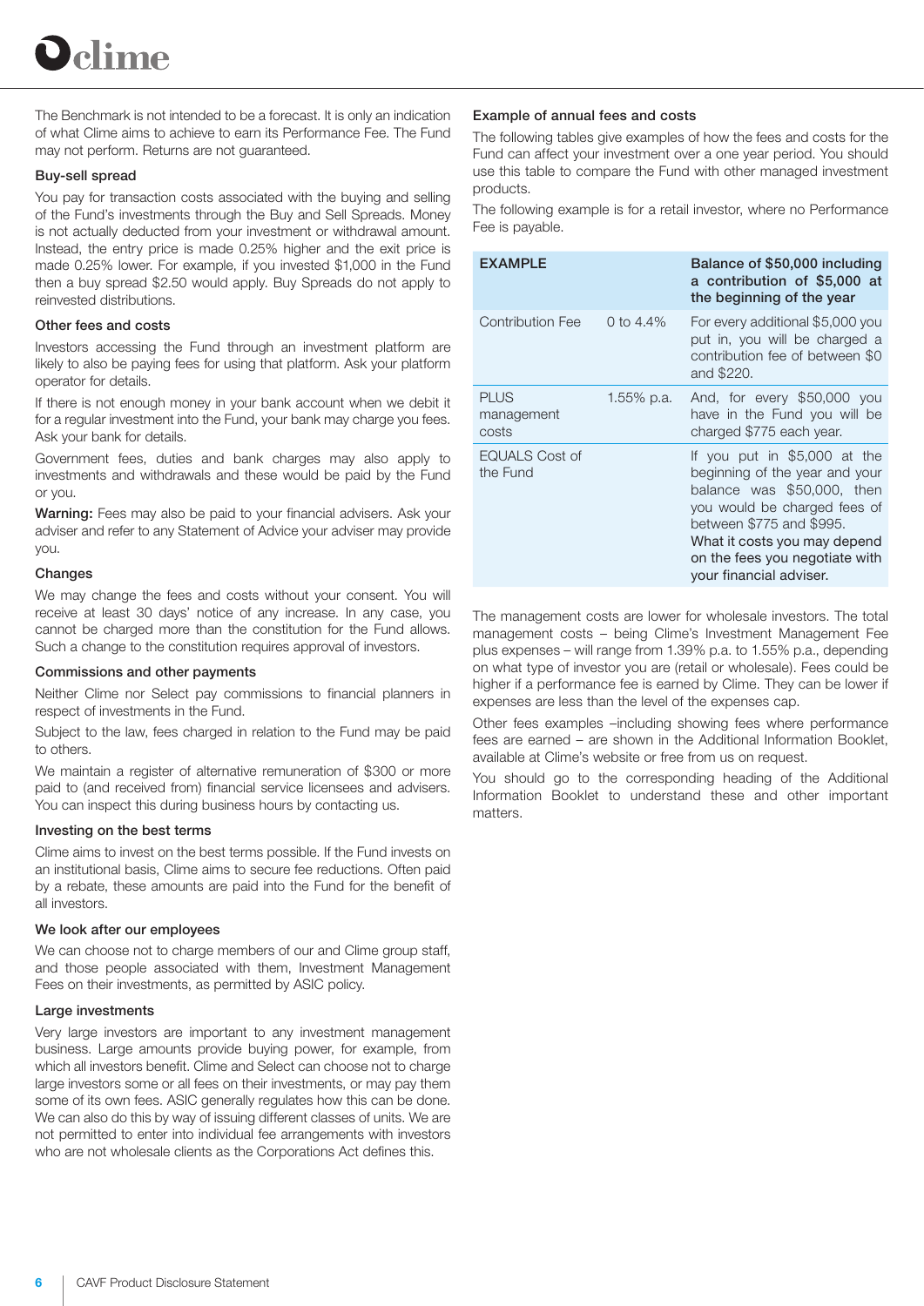The Benchmark is not intended to be a forecast. It is only an indication of what Clime aims to achieve to earn its Performance Fee. The Fund may not perform. Returns are not guaranteed.

### Buy-sell spread

You pay for transaction costs associated with the buying and selling of the Fund's investments through the Buy and Sell Spreads. Money is not actually deducted from your investment or withdrawal amount. Instead, the entry price is made 0.25% higher and the exit price is made 0.25% lower. For example, if you invested $1,000 in the Fund then a buy spread $2.50 would apply. Buy Spreads do not apply to reinvested distributions.

### Other fees and costs

Investors accessing the Fund through an investment platform are likely to also be paying fees for using that platform. Ask your platform operator for details.

If there is not enough money in your bank account when we debit it for a regular investment into the Fund, your bank may charge you fees. Ask your bank for details.

Government fees, duties and bank charges may also apply to investments and withdrawals and these would be paid by the Fund or you.

**Warning:** Fees may also be paid to your financial advisers. Ask your adviser and refer to any Statement of Advice your adviser may provide you.

### Changes

We may change the fees and costs without your consent. You will receive at least 30 days' notice of any increase. In any case, you cannot be charged more than the constitution for the Fund allows. Such a change to the constitution requires approval of investors.

### Commissions and other payments

Neither Clime nor Select pay commissions to financial planners in respect of investments in the Fund.

Subject to the law, fees charged in relation to the Fund may be paid to others.

We maintain a register of alternative remuneration of $300 or more paid to (and received from) financial service licensees and advisers. You can inspect this during business hours by contacting us.

### Investing on the best terms

Clime aims to invest on the best terms possible. If the Fund invests on an institutional basis, Clime aims to secure fee reductions. Often paid by a rebate, these amounts are paid into the Fund for the benefit of all investors.

### We look after our employees

We can choose not to charge members of our and Clime group staff, and those people associated with them, Investment Management Fees on their investments, as permitted by ASIC policy.

### Large investments

Very large investors are important to any investment management business. Large amounts provide buying power, for example, from which all investors benefit. Clime and Select can choose not to charge large investors some or all fees on their investments, or may pay them some of its own fees. ASIC generally regulates how this can be done. We can also do this by way of issuing different classes of units. We are not permitted to enter into individual fee arrangements with investors who are not wholesale clients as the Corporations Act defines this.

### Example of annual fees and costs

The following tables give examples of how the fees and costs for the Fund can affect your investment over a one year period. You should use this table to compare the Fund with other managed investment products.

The following example is for a retail investor, where no Performance Fee is payable.

| EXAMPLE | | Balance of $50,000 including a contribution of $5,000 at the beginning of the year |
|---|---|---|
| Contribution Fee | 0 to 4.4% | For every additional $5,000 you put in, you will be charged a contribution fee of between $0 and $220. |
| PLUS management costs | 1.55% p.a. | And, for every $50,000 you have in the Fund you will be charged $775 each year. |
| EQUALS Cost of the Fund | | If you put in $5,000 at the beginning of the year and your balance was $50,000, then you would be charged fees of between $775 and $995. What it costs you may depend on the fees you negotiate with your financial adviser. |

The management costs are lower for wholesale investors. The total management costs – being Clime's Investment Management Fee plus expenses – will range from 1.39% p.a. to 1.55% p.a., depending on what type of investor you are (retail or wholesale). Fees could be higher if a performance fee is earned by Clime. They can be lower if expenses are less than the level of the expenses cap.

Other fees examples –including showing fees where performance fees are earned – are shown in the Additional Information Booklet, available at Clime's website or free from us on request.

You should go to the corresponding heading of the Additional Information Booklet to understand these and other important matters.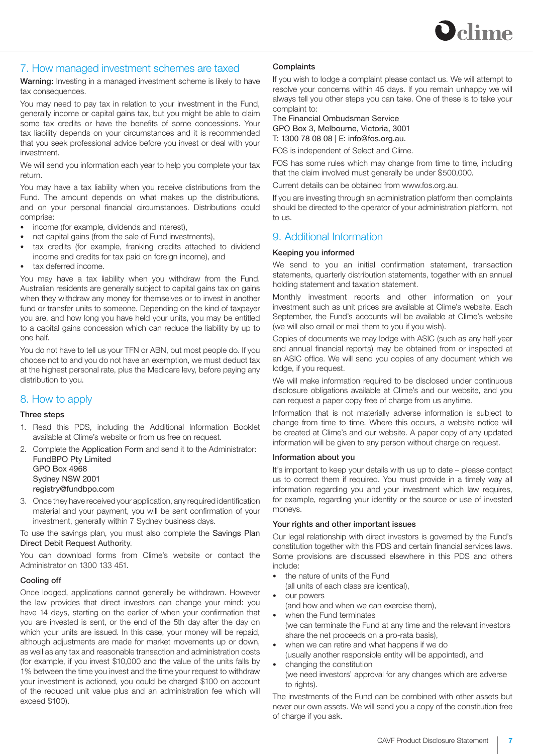## 7. How managed investment schemes are taxed

**Warning:** Investing in a managed investment scheme is likely to have tax consequences.

You may need to pay tax in relation to your investment in the Fund, generally income or capital gains tax, but you might be able to claim some tax credits or have the benefits of some concessions. Your tax liability depends on your circumstances and it is recommended that you seek professional advice before you invest or deal with your investment.

We will send you information each year to help you complete your tax return.

You may have a tax liability when you receive distributions from the Fund. The amount depends on what makes up the distributions, and on your personal financial circumstances. Distributions could comprise:

- income (for example, dividends and interest),
- net capital gains (from the sale of Fund investments),
- tax credits (for example, franking credits attached to dividend income and credits for tax paid on foreign income), and
- tax deferred income.

You may have a tax liability when you withdraw from the Fund. Australian residents are generally subject to capital gains tax on gains when they withdraw any money for themselves or to invest in another fund or transfer units to someone. Depending on the kind of taxpayer you are, and how long you have held your units, you may be entitled to a capital gains concession which can reduce the liability by up to one half.

You do not have to tell us your TFN or ABN, but most people do. If you choose not to and you do not have an exemption, we must deduct tax at the highest personal rate, plus the Medicare levy, before paying any distribution to you.

## 8. How to apply

### Three steps

1. Read this PDS, including the Additional Information Booklet available at Clime's website or from us free on request.
2. Complete the Application Form and send it to the Administrator:
   FundBPO Pty Limited
   GPO Box 4968
   Sydney NSW 2001
   registry@fundbpo.com
3. Once they have received your application, any required identification material and your payment, you will be sent confirmation of your investment, generally within 7 Sydney business days.

To use the savings plan, you must also complete the Savings Plan Direct Debit Request Authority.

You can download forms from Clime's website or contact the Administrator on 1300 133 451.

### Cooling off

Once lodged, applications cannot generally be withdrawn. However the law provides that direct investors can change your mind: you have 14 days, starting on the earlier of when your confirmation that you are invested is sent, or the end of the 5th day after the day on which your units are issued. In this case, your money will be repaid, although adjustments are made for market movements up or down, as well as any tax and reasonable transaction and administration costs (for example, if you invest $10,000 and the value of the units falls by 1% between the time you invest and the time your request to withdraw your investment is actioned, you could be charged $100 on account of the reduced unit value plus and an administration fee which will exceed $100).

### Complaints

If you wish to lodge a complaint please contact us. We will attempt to resolve your concerns within 45 days. If you remain unhappy we will always tell you other steps you can take. One of these is to take your complaint to:

The Financial Ombudsman Service
GPO Box 3, Melbourne, Victoria, 3001
T: 1300 78 08 08 | E: info@fos.org.au.

FOS is independent of Select and Clime.

FOS has some rules which may change from time to time, including that the claim involved must generally be under $500,000.

Current details can be obtained from www.fos.org.au.

If you are investing through an administration platform then complaints should be directed to the operator of your administration platform, not to us.

## 9. Additional Information

### Keeping you informed

We send to you an initial confirmation statement, transaction statements, quarterly distribution statements, together with an annual holding statement and taxation statement.

Monthly investment reports and other information on your investment such as unit prices are available at Clime's website. Each September, the Fund's accounts will be available at Clime's website (we will also email or mail them to you if you wish).

Copies of documents we may lodge with ASIC (such as any half-year and annual financial reports) may be obtained from or inspected at an ASIC office. We will send you copies of any document which we lodge, if you request.

We will make information required to be disclosed under continuous disclosure obligations available at Clime's and our website, and you can request a paper copy free of charge from us anytime.

Information that is not materially adverse information is subject to change from time to time. Where this occurs, a website notice will be created at Clime's and our website. A paper copy of any updated information will be given to any person without charge on request.

### Information about you

It's important to keep your details with us up to date – please contact us to correct them if required. You must provide in a timely way all information regarding you and your investment which law requires, for example, regarding your identity or the source or use of invested moneys.

### Your rights and other important issues

Our legal relationship with direct investors is governed by the Fund's constitution together with this PDS and certain financial services laws. Some provisions are discussed elsewhere in this PDS and others include:

- the nature of units of the Fund
  (all units of each class are identical),
- our powers
  (and how and when we can exercise them),
- when the Fund terminates
  (we can terminate the Fund at any time and the relevant investors share the net proceeds on a pro-rata basis),
- when we can retire and what happens if we do
  (usually another responsible entity will be appointed), and
- changing the constitution
  (we need investors' approval for any changes which are adverse to rights).

The investments of the Fund can be combined with other assets but never our own assets. We will send you a copy of the constitution free of charge if you ask.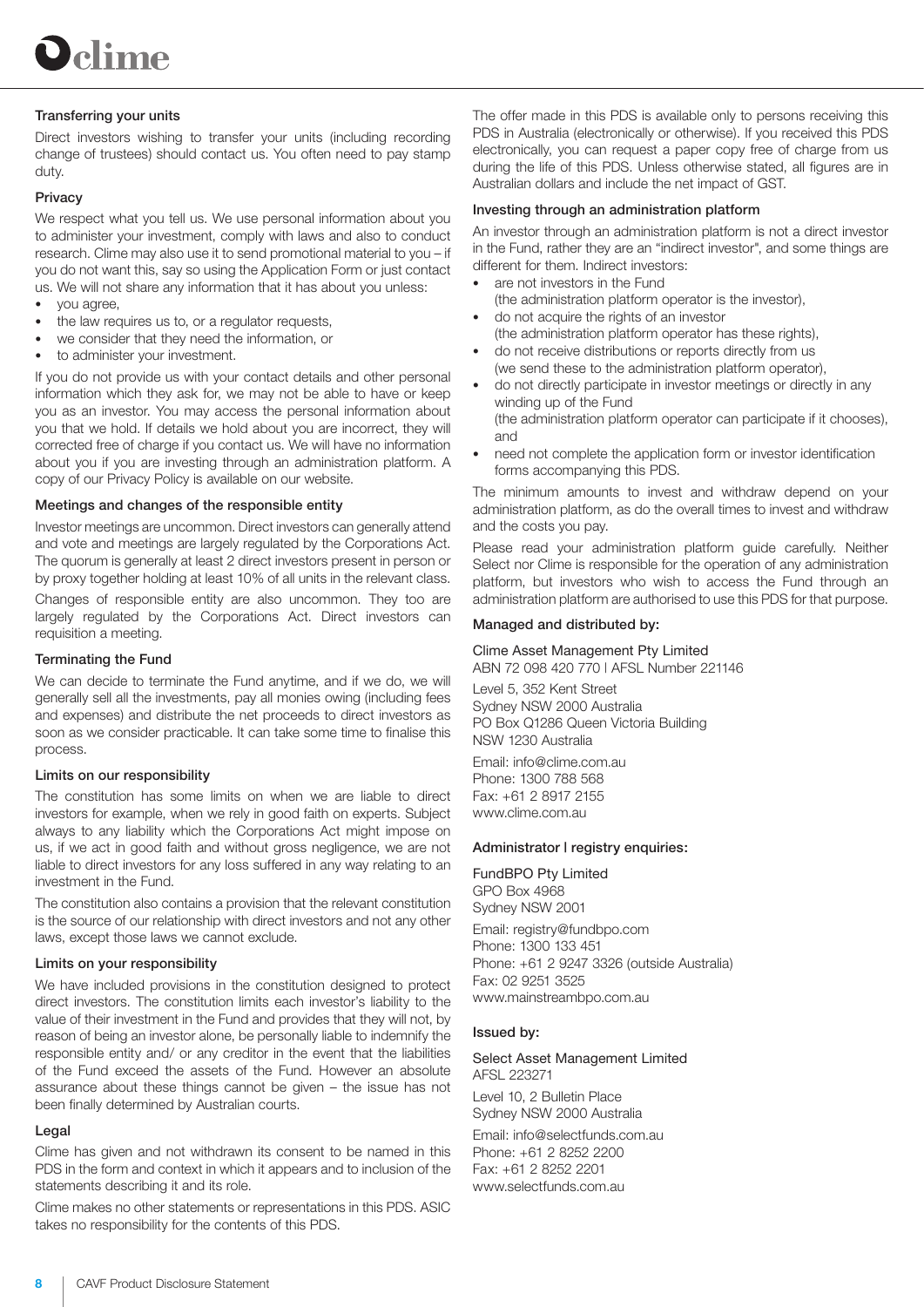### Transferring your units

Direct investors wishing to transfer your units (including recording change of trustees) should contact us. You often need to pay stamp duty.

### Privacy

We respect what you tell us. We use personal information about you to administer your investment, comply with laws and also to conduct research. Clime may also use it to send promotional material to you – if you do not want this, say so using the Application Form or just contact us. We will not share any information that it has about you unless:

- you agree,
- the law requires us to, or a regulator requests,
- we consider that they need the information, or
- to administer your investment.

If you do not provide us with your contact details and other personal information which they ask for, we may not be able to have or keep you as an investor. You may access the personal information about you that we hold. If details we hold about you are incorrect, they will corrected free of charge if you contact us. We will have no information about you if you are investing through an administration platform. A copy of our Privacy Policy is available on our website.

### Meetings and changes of the responsible entity

Investor meetings are uncommon. Direct investors can generally attend and vote and meetings are largely regulated by the Corporations Act. The quorum is generally at least 2 direct investors present in person or by proxy together holding at least 10% of all units in the relevant class.

Changes of responsible entity are also uncommon. They too are largely regulated by the Corporations Act. Direct investors can requisition a meeting.

### Terminating the Fund

We can decide to terminate the Fund anytime, and if we do, we will generally sell all the investments, pay all monies owing (including fees and expenses) and distribute the net proceeds to direct investors as soon as we consider practicable. It can take some time to finalise this process.

### Limits on our responsibility

The constitution has some limits on when we are liable to direct investors for example, when we rely in good faith on experts. Subject always to any liability which the Corporations Act might impose on us, if we act in good faith and without gross negligence, we are not liable to direct investors for any loss suffered in any way relating to an investment in the Fund.

The constitution also contains a provision that the relevant constitution is the source of our relationship with direct investors and not any other laws, except those laws we cannot exclude.

### Limits on your responsibility

We have included provisions in the constitution designed to protect direct investors. The constitution limits each investor's liability to the value of their investment in the Fund and provides that they will not, by reason of being an investor alone, be personally liable to indemnify the responsible entity and/ or any creditor in the event that the liabilities of the Fund exceed the assets of the Fund. However an absolute assurance about these things cannot be given – the issue has not been finally determined by Australian courts.

### Legal

Clime has given and not withdrawn its consent to be named in this PDS in the form and context in which it appears and to inclusion of the statements describing it and its role.

Clime makes no other statements or representations in this PDS. ASIC takes no responsibility for the contents of this PDS.

The offer made in this PDS is available only to persons receiving this PDS in Australia (electronically or otherwise). If you received this PDS electronically, you can request a paper copy free of charge from us during the life of this PDS. Unless otherwise stated, all figures are in Australian dollars and include the net impact of GST.

### Investing through an administration platform

An investor through an administration platform is not a direct investor in the Fund, rather they are an "indirect investor", and some things are different for them. Indirect investors:

- are not investors in the Fund (the administration platform operator is the investor),
- do not acquire the rights of an investor (the administration platform operator has these rights),
- do not receive distributions or reports directly from us (we send these to the administration platform operator),
- do not directly participate in investor meetings or directly in any winding up of the Fund (the administration platform operator can participate if it chooses), and
- need not complete the application form or investor identification forms accompanying this PDS.

The minimum amounts to invest and withdraw depend on your administration platform, as do the overall times to invest and withdraw and the costs you pay.

Please read your administration platform guide carefully. Neither Select nor Clime is responsible for the operation of any administration platform, but investors who wish to access the Fund through an administration platform are authorised to use this PDS for that purpose.

### Managed and distributed by:

Clime Asset Management Pty Limited
ABN 72 098 420 770 | AFSL Number 221146

Level 5, 352 Kent Street
Sydney NSW 2000 Australia
PO Box Q1286 Queen Victoria Building
NSW 1230 Australia

Email: info@clime.com.au
Phone: 1300 788 568
Fax: +61 2 8917 2155
www.clime.com.au

### Administrator | registry enquiries:

FundBPO Pty Limited
GPO Box 4968
Sydney NSW 2001

Email: registry@fundbpo.com
Phone: 1300 133 451
Phone: +61 2 9247 3326 (outside Australia)
Fax: 02 9251 3525
www.mainstreambpo.com.au

### Issued by:

Select Asset Management Limited
AFSL 223271

Level 10, 2 Bulletin Place
Sydney NSW 2000 Australia

Email: info@selectfunds.com.au
Phone: +61 2 8252 2200
Fax: +61 2 8252 2201
www.selectfunds.com.au